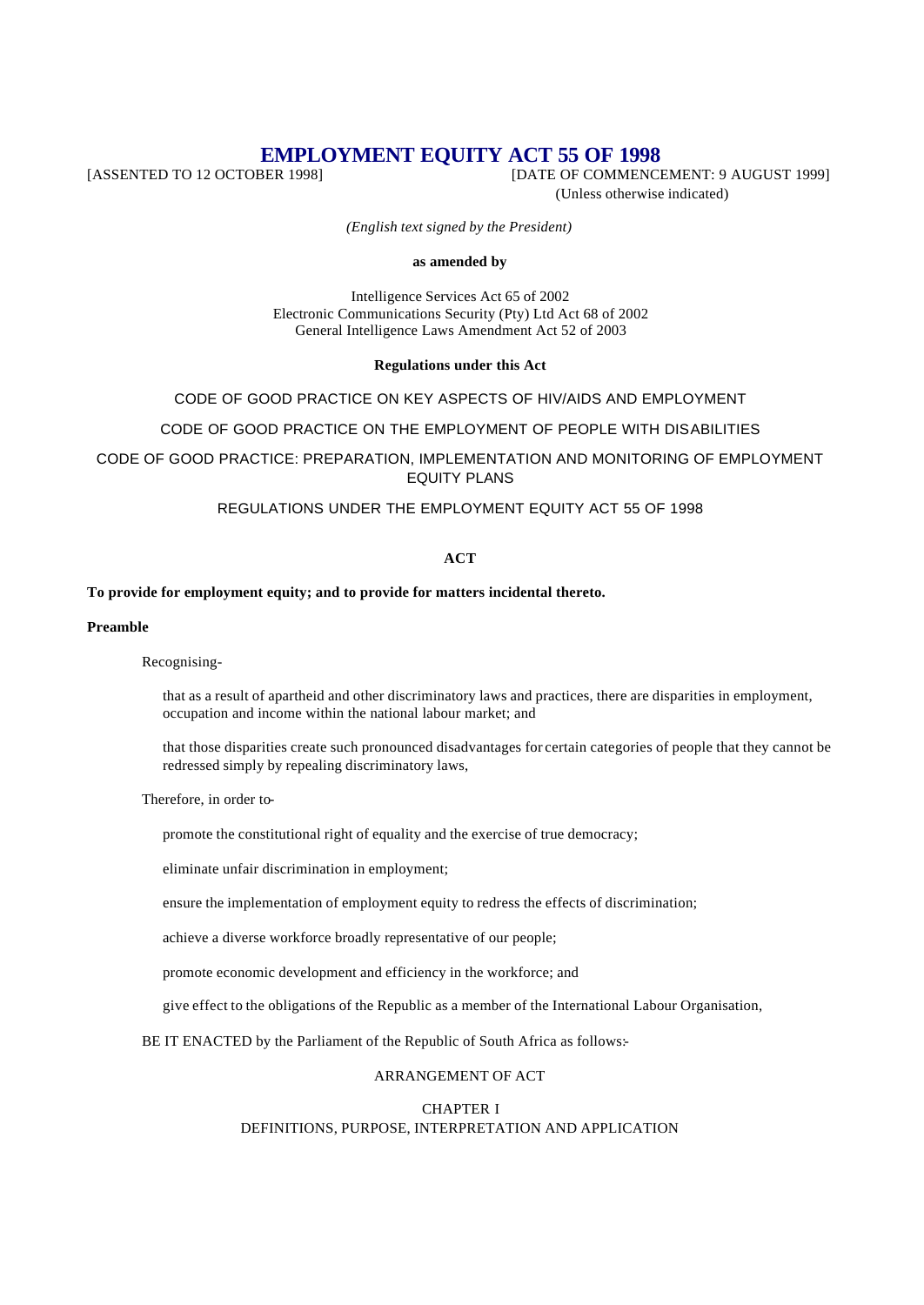# EMPLOYMENT EQUITY ACT 55 OF 1998

[ASSENTED TO 12 OCTOBER 1998] [DATE OF COMMENCEMENT: 9 AUGUST 1999]

(Unless otherwise indicated)

*(English text signed by the President)*

**as amended by**

Intelligence Services Act 65 of 2002
Electronic Communications Security (Pty) Ltd Act 68 of 2002
General Intelligence Laws Amendment Act 52 of 2003

**Regulations under this Act**

CODE OF GOOD PRACTICE ON KEY ASPECTS OF HIV/AIDS AND EMPLOYMENT

CODE OF GOOD PRACTICE ON THE EMPLOYMENT OF PEOPLE WITH DISABILITIES

CODE OF GOOD PRACTICE: PREPARATION, IMPLEMENTATION AND MONITORING OF EMPLOYMENT EQUITY PLANS

REGULATIONS UNDER THE EMPLOYMENT EQUITY ACT 55 OF 1998

**ACT**

**To provide for employment equity; and to provide for matters incidental thereto.**

**Preamble**

Recognising-

that as a result of apartheid and other discriminatory laws and practices, there are disparities in employment, occupation and income within the national labour market; and

that those disparities create such pronounced disadvantages for certain categories of people that they cannot be redressed simply by repealing discriminatory laws,

Therefore, in order to-

promote the constitutional right of equality and the exercise of true democracy;

eliminate unfair discrimination in employment;

ensure the implementation of employment equity to redress the effects of discrimination;

achieve a diverse workforce broadly representative of our people;

promote economic development and efficiency in the workforce; and

give effect to the obligations of the Republic as a member of the International Labour Organisation,

BE IT ENACTED by the Parliament of the Republic of South Africa as follows:-

ARRANGEMENT OF ACT

CHAPTER I
DEFINITIONS, PURPOSE, INTERPRETATION AND APPLICATION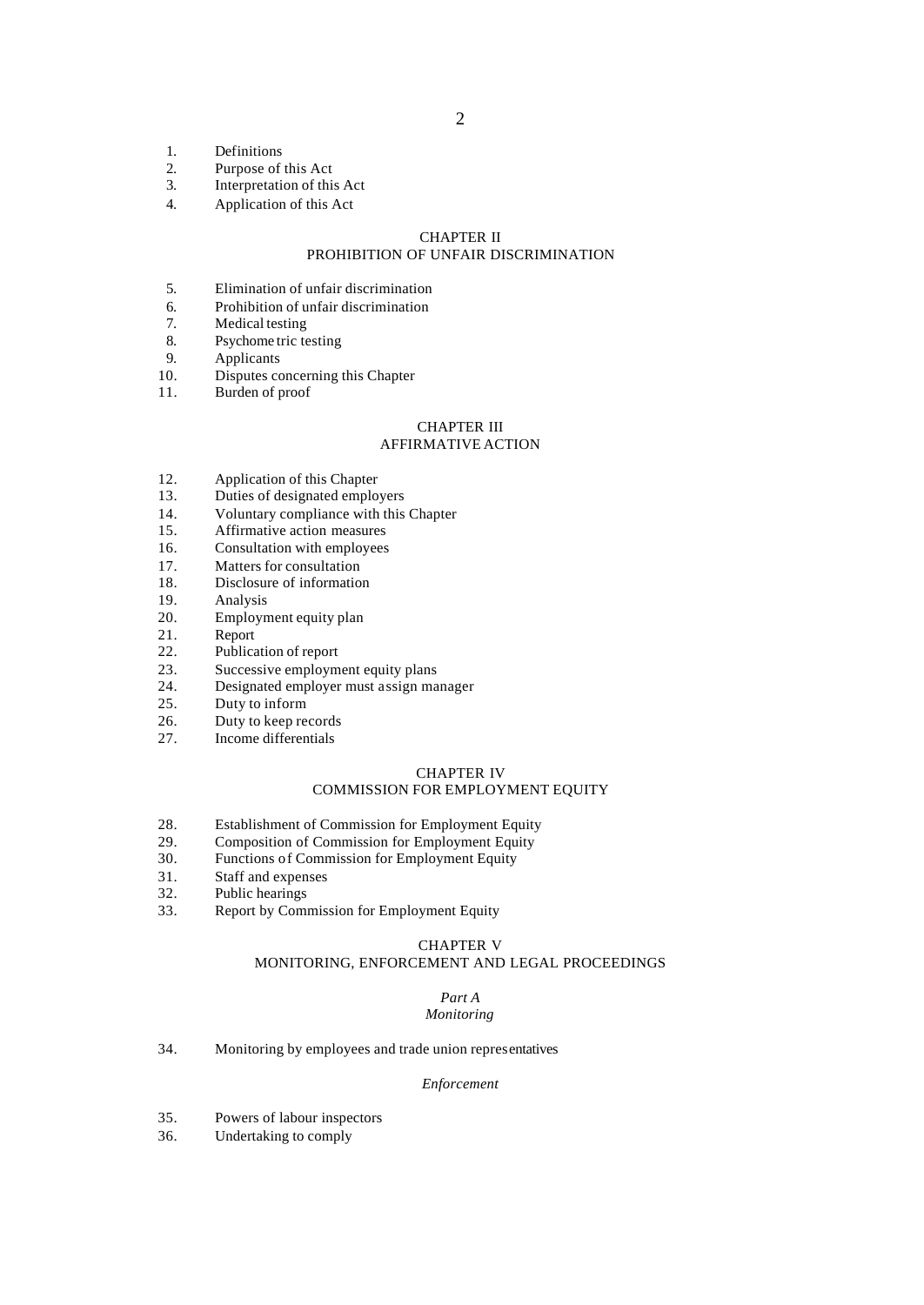1. Definitions
2. Purpose of this Act
3. Interpretation of this Act
4. Application of this Act

## CHAPTER II
## PROHIBITION OF UNFAIR DISCRIMINATION

5. Elimination of unfair discrimination
6. Prohibition of unfair discrimination
7. Medical testing
8. Psychometric testing
9. Applicants
10. Disputes concerning this Chapter
11. Burden of proof

## CHAPTER III
## AFFIRMATIVE ACTION

12. Application of this Chapter
13. Duties of designated employers
14. Voluntary compliance with this Chapter
15. Affirmative action measures
16. Consultation with employees
17. Matters for consultation
18. Disclosure of information
19. Analysis
20. Employment equity plan
21. Report
22. Publication of report
23. Successive employment equity plans
24. Designated employer must assign manager
25. Duty to inform
26. Duty to keep records
27. Income differentials

## CHAPTER IV
## COMMISSION FOR EMPLOYMENT EQUITY

28. Establishment of Commission for Employment Equity
29. Composition of Commission for Employment Equity
30. Functions of Commission for Employment Equity
31. Staff and expenses
32. Public hearings
33. Report by Commission for Employment Equity

## CHAPTER V
## MONITORING, ENFORCEMENT AND LEGAL PROCEEDINGS

### *Part A*
### *Monitoring*

34. Monitoring by employees and trade union representatives

### *Enforcement*

35. Powers of labour inspectors
36. Undertaking to comply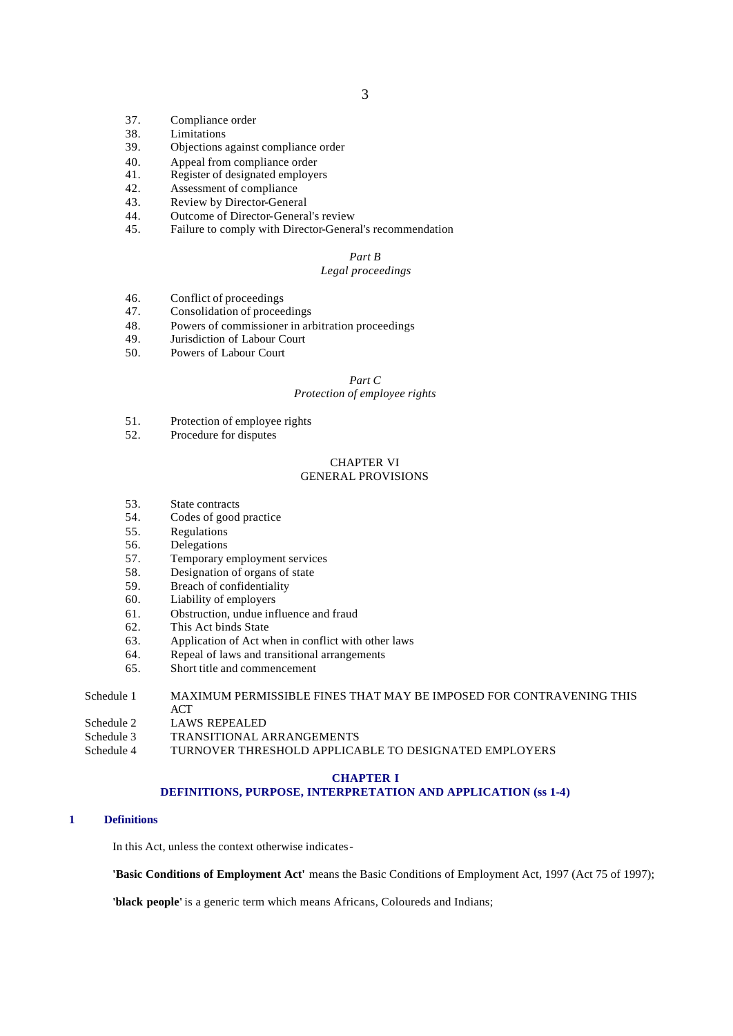37. Compliance order
38. Limitations
39. Objections against compliance order
40. Appeal from compliance order
41. Register of designated employers
42. Assessment of compliance
43. Review by Director-General
44. Outcome of Director-General's review
45. Failure to comply with Director-General's recommendation

*Part B*
*Legal proceedings*

46. Conflict of proceedings
47. Consolidation of proceedings
48. Powers of commissioner in arbitration proceedings
49. Jurisdiction of Labour Court
50. Powers of Labour Court

*Part C*
*Protection of employee rights*

51. Protection of employee rights
52. Procedure for disputes

CHAPTER VI
GENERAL PROVISIONS

53. State contracts
54. Codes of good practice
55. Regulations
56. Delegations
57. Temporary employment services
58. Designation of organs of state
59. Breach of confidentiality
60. Liability of employers
61. Obstruction, undue influence and fraud
62. This Act binds State
63. Application of Act when in conflict with other laws
64. Repeal of laws and transitional arrangements
65. Short title and commencement

Schedule 1 MAXIMUM PERMISSIBLE FINES THAT MAY BE IMPOSED FOR CONTRAVENING THIS ACT
Schedule 2 LAWS REPEALED
Schedule 3 TRANSITIONAL ARRANGEMENTS
Schedule 4 TURNOVER THRESHOLD APPLICABLE TO DESIGNATED EMPLOYERS

## CHAPTER I
## DEFINITIONS, PURPOSE, INTERPRETATION AND APPLICATION (ss 1-4)

### 1 Definitions

In this Act, unless the context otherwise indicates-

**'Basic Conditions of Employment Act'** means the Basic Conditions of Employment Act, 1997 (Act 75 of 1997);

**'black people'** is a generic term which means Africans, Coloureds and Indians;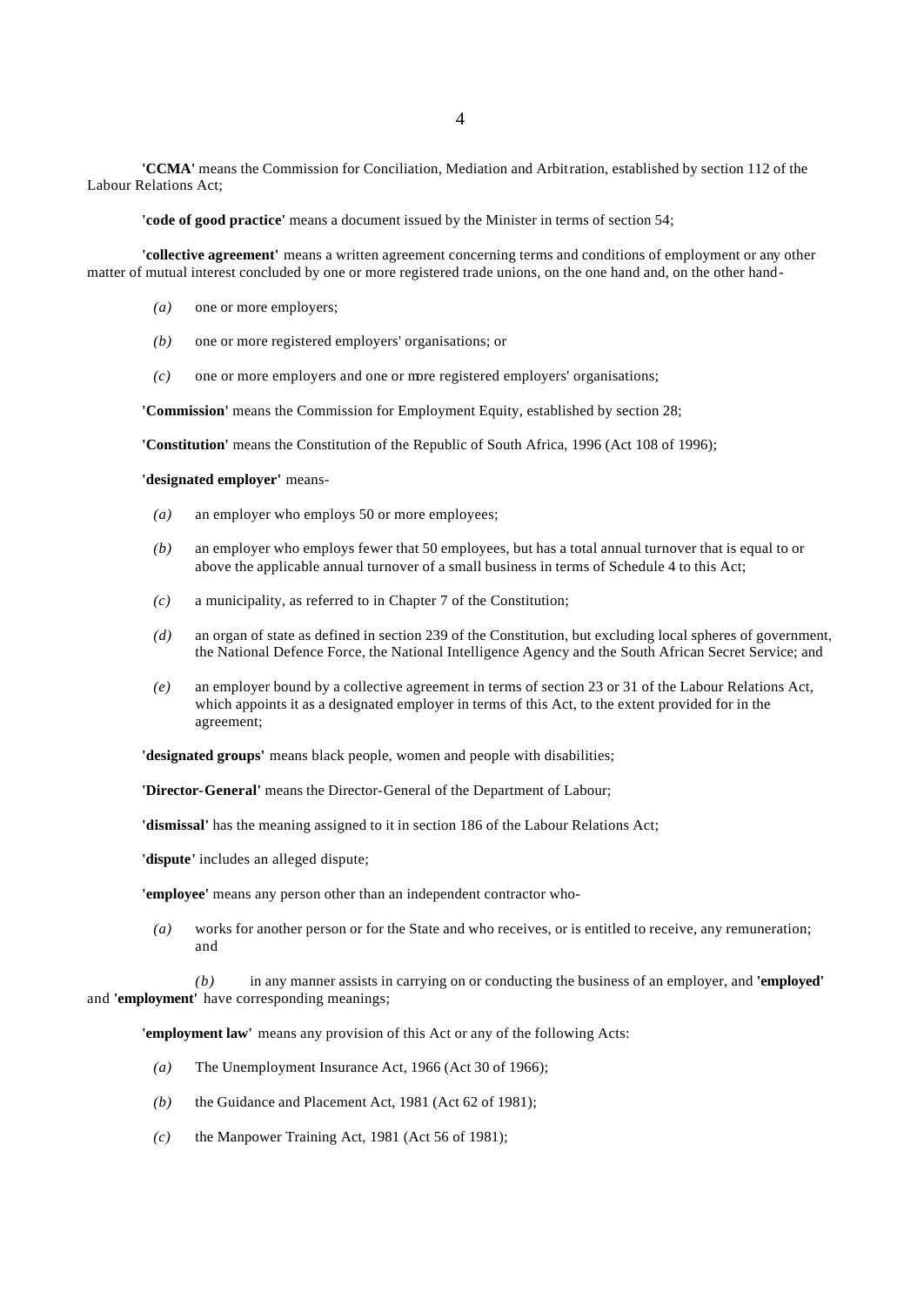**'CCMA'** means the Commission for Conciliation, Mediation and Arbitration, established by section 112 of the Labour Relations Act;

**'code of good practice'** means a document issued by the Minister in terms of section 54;

**'collective agreement'** means a written agreement concerning terms and conditions of employment or any other matter of mutual interest concluded by one or more registered trade unions, on the one hand and, on the other hand-

*(a)* one or more employers;

*(b)* one or more registered employers' organisations; or

*(c)* one or more employers and one or more registered employers' organisations;

**'Commission'** means the Commission for Employment Equity, established by section 28;

**'Constitution'** means the Constitution of the Republic of South Africa, 1996 (Act 108 of 1996);

**'designated employer'** means-

*(a)* an employer who employs 50 or more employees;

*(b)* an employer who employs fewer that 50 employees, but has a total annual turnover that is equal to or above the applicable annual turnover of a small business in terms of Schedule 4 to this Act;

*(c)* a municipality, as referred to in Chapter 7 of the Constitution;

*(d)* an organ of state as defined in section 239 of the Constitution, but excluding local spheres of government, the National Defence Force, the National Intelligence Agency and the South African Secret Service; and

*(e)* an employer bound by a collective agreement in terms of section 23 or 31 of the Labour Relations Act, which appoints it as a designated employer in terms of this Act, to the extent provided for in the agreement;

**'designated groups'** means black people, women and people with disabilities;

**'Director-General'** means the Director-General of the Department of Labour;

**'dismissal'** has the meaning assigned to it in section 186 of the Labour Relations Act;

**'dispute'** includes an alleged dispute;

**'employee'** means any person other than an independent contractor who-

*(a)* works for another person or for the State and who receives, or is entitled to receive, any remuneration; and

*(b)* in any manner assists in carrying on or conducting the business of an employer, and **'employed'** and **'employment'** have corresponding meanings;

**'employment law'** means any provision of this Act or any of the following Acts:

*(a)* The Unemployment Insurance Act, 1966 (Act 30 of 1966);

*(b)* the Guidance and Placement Act, 1981 (Act 62 of 1981);

*(c)* the Manpower Training Act, 1981 (Act 56 of 1981);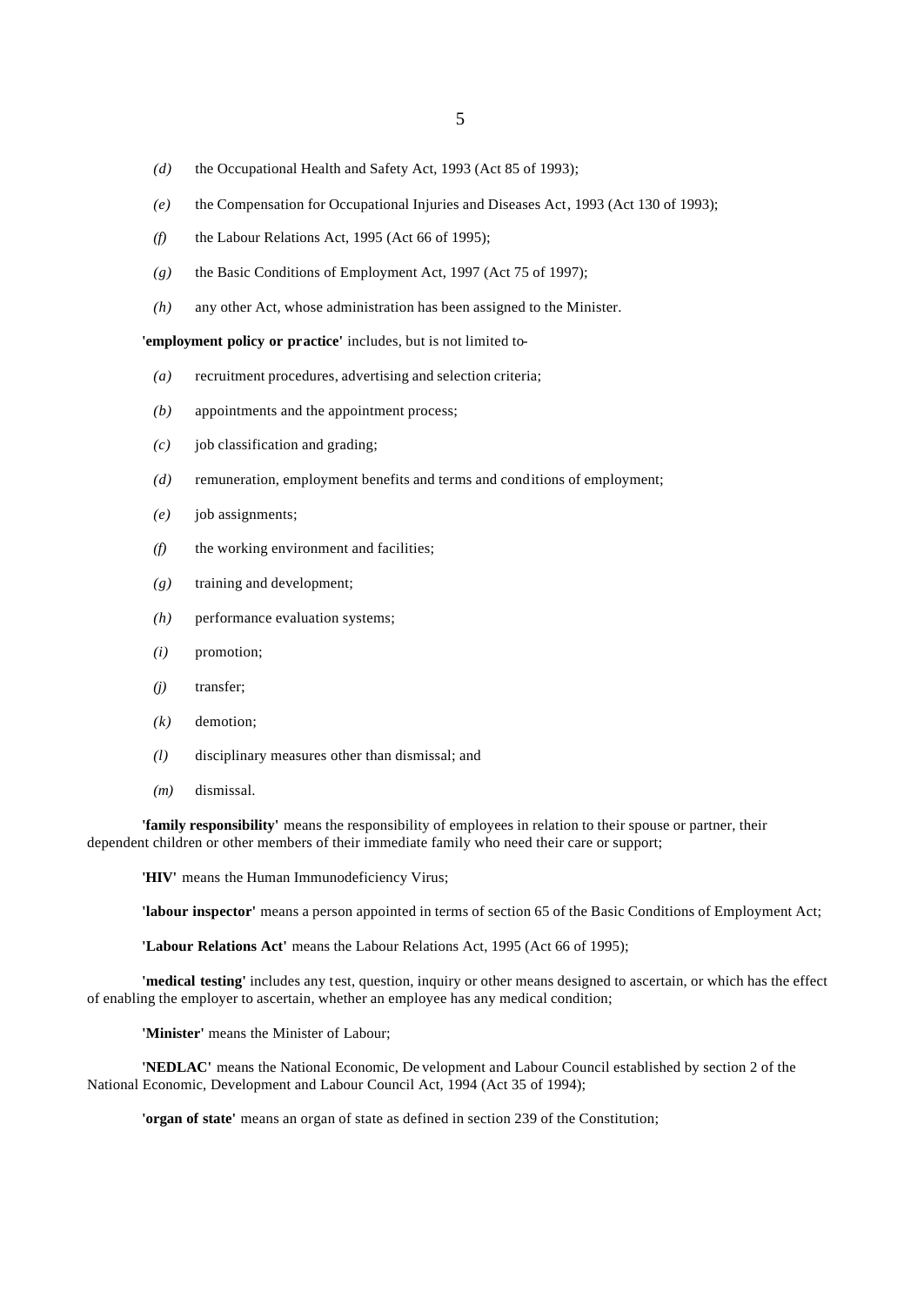*(d)* the Occupational Health and Safety Act, 1993 (Act 85 of 1993);

*(e)* the Compensation for Occupational Injuries and Diseases Act, 1993 (Act 130 of 1993);

*(f)* the Labour Relations Act, 1995 (Act 66 of 1995);

*(g)* the Basic Conditions of Employment Act, 1997 (Act 75 of 1997);

*(h)* any other Act, whose administration has been assigned to the Minister.

**'employment policy or practice'** includes, but is not limited to-

*(a)* recruitment procedures, advertising and selection criteria;

*(b)* appointments and the appointment process;

*(c)* job classification and grading;

*(d)* remuneration, employment benefits and terms and conditions of employment;

*(e)* job assignments;

*(f)* the working environment and facilities;

*(g)* training and development;

*(h)* performance evaluation systems;

*(i)* promotion;

*(j)* transfer;

*(k)* demotion;

*(l)* disciplinary measures other than dismissal; and

*(m)* dismissal.

**'family responsibility'** means the responsibility of employees in relation to their spouse or partner, their dependent children or other members of their immediate family who need their care or support;

**'HIV'** means the Human Immunodeficiency Virus;

**'labour inspector'** means a person appointed in terms of section 65 of the Basic Conditions of Employment Act;

**'Labour Relations Act'** means the Labour Relations Act, 1995 (Act 66 of 1995);

**'medical testing'** includes any test, question, inquiry or other means designed to ascertain, or which has the effect of enabling the employer to ascertain, whether an employee has any medical condition;

**'Minister'** means the Minister of Labour;

**'NEDLAC'** means the National Economic, Development and Labour Council established by section 2 of the National Economic, Development and Labour Council Act, 1994 (Act 35 of 1994);

**'organ of state'** means an organ of state as defined in section 239 of the Constitution;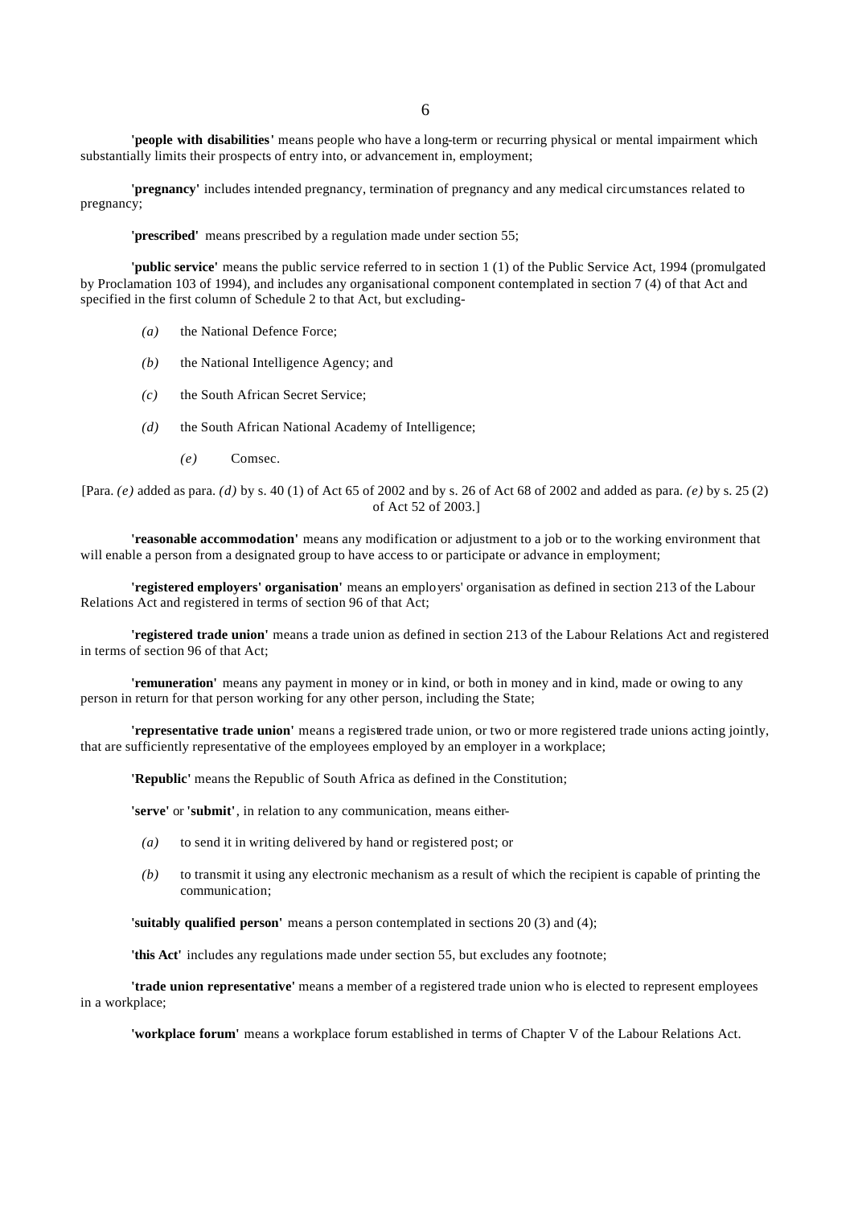**'people with disabilities'** means people who have a long-term or recurring physical or mental impairment which substantially limits their prospects of entry into, or advancement in, employment;

**'pregnancy'** includes intended pregnancy, termination of pregnancy and any medical circumstances related to pregnancy;

**'prescribed'** means prescribed by a regulation made under section 55;

**'public service'** means the public service referred to in section 1 (1) of the Public Service Act, 1994 (promulgated by Proclamation 103 of 1994), and includes any organisational component contemplated in section 7 (4) of that Act and specified in the first column of Schedule 2 to that Act, but excluding-

*(a)* the National Defence Force;

*(b)* the National Intelligence Agency; and

*(c)* the South African Secret Service;

*(d)* the South African National Academy of Intelligence;

*(e)* Comsec.

[Para. *(e)* added as para. *(d)* by s. 40 (1) of Act 65 of 2002 and by s. 26 of Act 68 of 2002 and added as para. *(e)* by s. 25 (2) of Act 52 of 2003.]

**'reasonable accommodation'** means any modification or adjustment to a job or to the working environment that will enable a person from a designated group to have access to or participate or advance in employment;

**'registered employers' organisation'** means an employers' organisation as defined in section 213 of the Labour Relations Act and registered in terms of section 96 of that Act;

**'registered trade union'** means a trade union as defined in section 213 of the Labour Relations Act and registered in terms of section 96 of that Act;

**'remuneration'** means any payment in money or in kind, or both in money and in kind, made or owing to any person in return for that person working for any other person, including the State;

**'representative trade union'** means a registered trade union, or two or more registered trade unions acting jointly, that are sufficiently representative of the employees employed by an employer in a workplace;

**'Republic'** means the Republic of South Africa as defined in the Constitution;

**'serve'** or **'submit'**, in relation to any communication, means either-

*(a)* to send it in writing delivered by hand or registered post; or

*(b)* to transmit it using any electronic mechanism as a result of which the recipient is capable of printing the communication;

**'suitably qualified person'** means a person contemplated in sections 20 (3) and (4);

**'this Act'** includes any regulations made under section 55, but excludes any footnote;

**'trade union representative'** means a member of a registered trade union who is elected to represent employees in a workplace;

**'workplace forum'** means a workplace forum established in terms of Chapter V of the Labour Relations Act.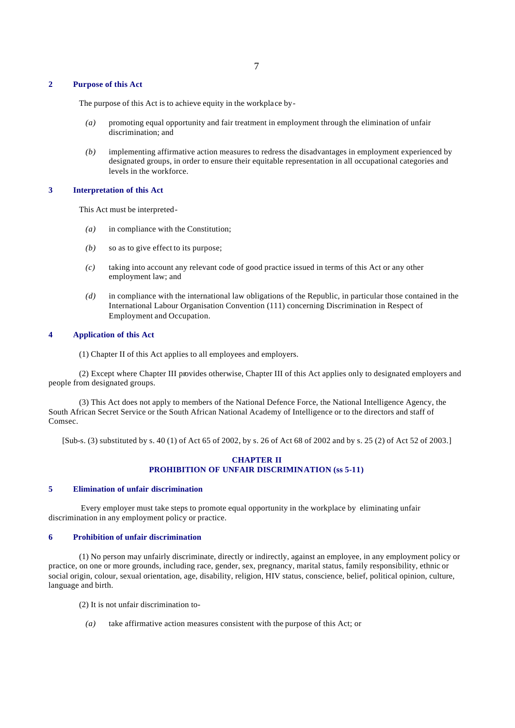### 2 Purpose of this Act

The purpose of this Act is to achieve equity in the workplace by-

*(a)* promoting equal opportunity and fair treatment in employment through the elimination of unfair discrimination; and

*(b)* implementing affirmative action measures to redress the disadvantages in employment experienced by designated groups, in order to ensure their equitable representation in all occupational categories and levels in the workforce.

### 3 Interpretation of this Act

This Act must be interpreted-

*(a)* in compliance with the Constitution;

*(b)* so as to give effect to its purpose;

*(c)* taking into account any relevant code of good practice issued in terms of this Act or any other employment law; and

*(d)* in compliance with the international law obligations of the Republic, in particular those contained in the International Labour Organisation Convention (111) concerning Discrimination in Respect of Employment and Occupation.

### 4 Application of this Act

(1) Chapter II of this Act applies to all employees and employers.

(2) Except where Chapter III provides otherwise, Chapter III of this Act applies only to designated employers and people from designated groups.

(3) This Act does not apply to members of the National Defence Force, the National Intelligence Agency, the South African Secret Service or the South African National Academy of Intelligence or to the directors and staff of Comsec.

[Sub-s. (3) substituted by s. 40 (1) of Act 65 of 2002, by s. 26 of Act 68 of 2002 and by s. 25 (2) of Act 52 of 2003.]

## CHAPTER II
## PROHIBITION OF UNFAIR DISCRIMINATION (ss 5-11)

### 5 Elimination of unfair discrimination

Every employer must take steps to promote equal opportunity in the workplace by eliminating unfair discrimination in any employment policy or practice.

### 6 Prohibition of unfair discrimination

(1) No person may unfairly discriminate, directly or indirectly, against an employee, in any employment policy or practice, on one or more grounds, including race, gender, sex, pregnancy, marital status, family responsibility, ethnic or social origin, colour, sexual orientation, age, disability, religion, HIV status, conscience, belief, political opinion, culture, language and birth.

(2) It is not unfair discrimination to-

*(a)* take affirmative action measures consistent with the purpose of this Act; or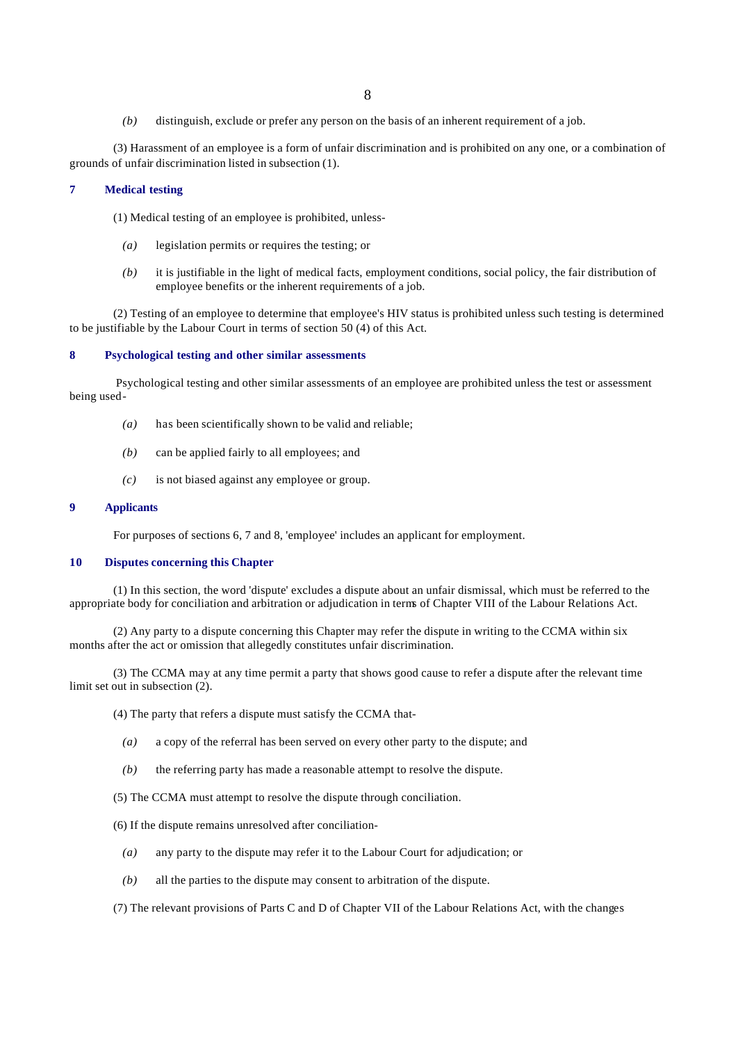*(b)* distinguish, exclude or prefer any person on the basis of an inherent requirement of a job.

(3) Harassment of an employee is a form of unfair discrimination and is prohibited on any one, or a combination of grounds of unfair discrimination listed in subsection (1).

### 7 Medical testing

(1) Medical testing of an employee is prohibited, unless-

*(a)* legislation permits or requires the testing; or

*(b)* it is justifiable in the light of medical facts, employment conditions, social policy, the fair distribution of employee benefits or the inherent requirements of a job.

(2) Testing of an employee to determine that employee's HIV status is prohibited unless such testing is determined to be justifiable by the Labour Court in terms of section 50 (4) of this Act.

### 8 Psychological testing and other similar assessments

Psychological testing and other similar assessments of an employee are prohibited unless the test or assessment being used-

*(a)* has been scientifically shown to be valid and reliable;

*(b)* can be applied fairly to all employees; and

*(c)* is not biased against any employee or group.

### 9 Applicants

For purposes of sections 6, 7 and 8, 'employee' includes an applicant for employment.

### 10 Disputes concerning this Chapter

(1) In this section, the word 'dispute' excludes a dispute about an unfair dismissal, which must be referred to the appropriate body for conciliation and arbitration or adjudication in terms of Chapter VIII of the Labour Relations Act.

(2) Any party to a dispute concerning this Chapter may refer the dispute in writing to the CCMA within six months after the act or omission that allegedly constitutes unfair discrimination.

(3) The CCMA may at any time permit a party that shows good cause to refer a dispute after the relevant time limit set out in subsection (2).

(4) The party that refers a dispute must satisfy the CCMA that-

*(a)* a copy of the referral has been served on every other party to the dispute; and

*(b)* the referring party has made a reasonable attempt to resolve the dispute.

(5) The CCMA must attempt to resolve the dispute through conciliation.

(6) If the dispute remains unresolved after conciliation-

*(a)* any party to the dispute may refer it to the Labour Court for adjudication; or

*(b)* all the parties to the dispute may consent to arbitration of the dispute.

(7) The relevant provisions of Parts C and D of Chapter VII of the Labour Relations Act, with the changes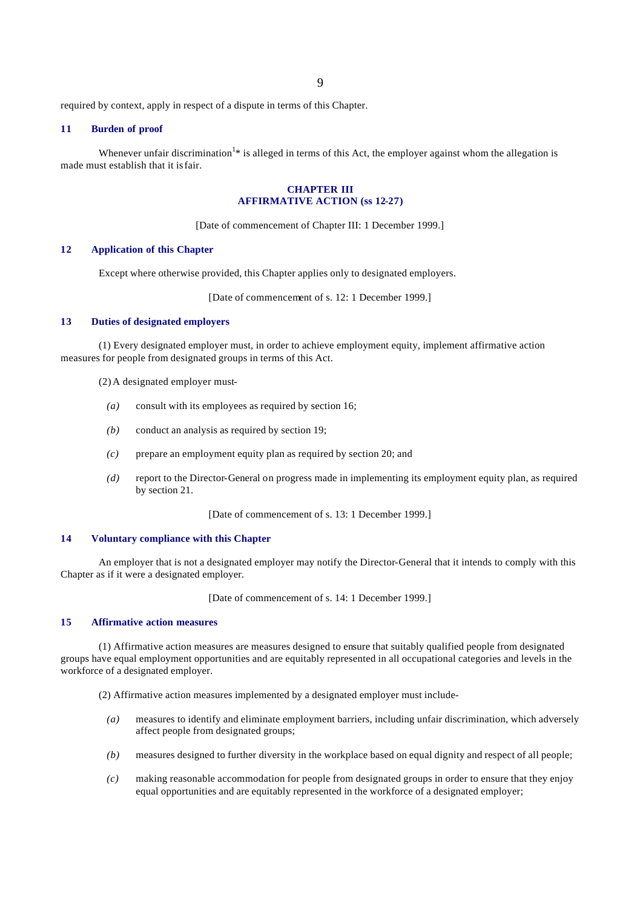required by context, apply in respect of a dispute in terms of this Chapter.

### 11 Burden of proof

Whenever unfair discrimination[1]* is alleged in terms of this Act, the employer against whom the allegation is made must establish that it is fair.

## CHAPTER III
## AFFIRMATIVE ACTION (ss 12-27)

[Date of commencement of Chapter III: 1 December 1999.]

### 12 Application of this Chapter

Except where otherwise provided, this Chapter applies only to designated employers.

[Date of commencement of s. 12: 1 December 1999.]

### 13 Duties of designated employers

(1) Every designated employer must, in order to achieve employment equity, implement affirmative action measures for people from designated groups in terms of this Act.

(2) A designated employer must-

*(a)* consult with its employees as required by section 16;

*(b)* conduct an analysis as required by section 19;

*(c)* prepare an employment equity plan as required by section 20; and

*(d)* report to the Director-General on progress made in implementing its employment equity plan, as required by section 21.

[Date of commencement of s. 13: 1 December 1999.]

### 14 Voluntary compliance with this Chapter

An employer that is not a designated employer may notify the Director-General that it intends to comply with this Chapter as if it were a designated employer.

[Date of commencement of s. 14: 1 December 1999.]

### 15 Affirmative action measures

(1) Affirmative action measures are measures designed to ensure that suitably qualified people from designated groups have equal employment opportunities and are equitably represented in all occupational categories and levels in the workforce of a designated employer.

(2) Affirmative action measures implemented by a designated employer must include-

*(a)* measures to identify and eliminate employment barriers, including unfair discrimination, which adversely affect people from designated groups;

*(b)* measures designed to further diversity in the workplace based on equal dignity and respect of all people;

*(c)* making reasonable accommodation for people from designated groups in order to ensure that they enjoy equal opportunities and are equitably represented in the workforce of a designated employer;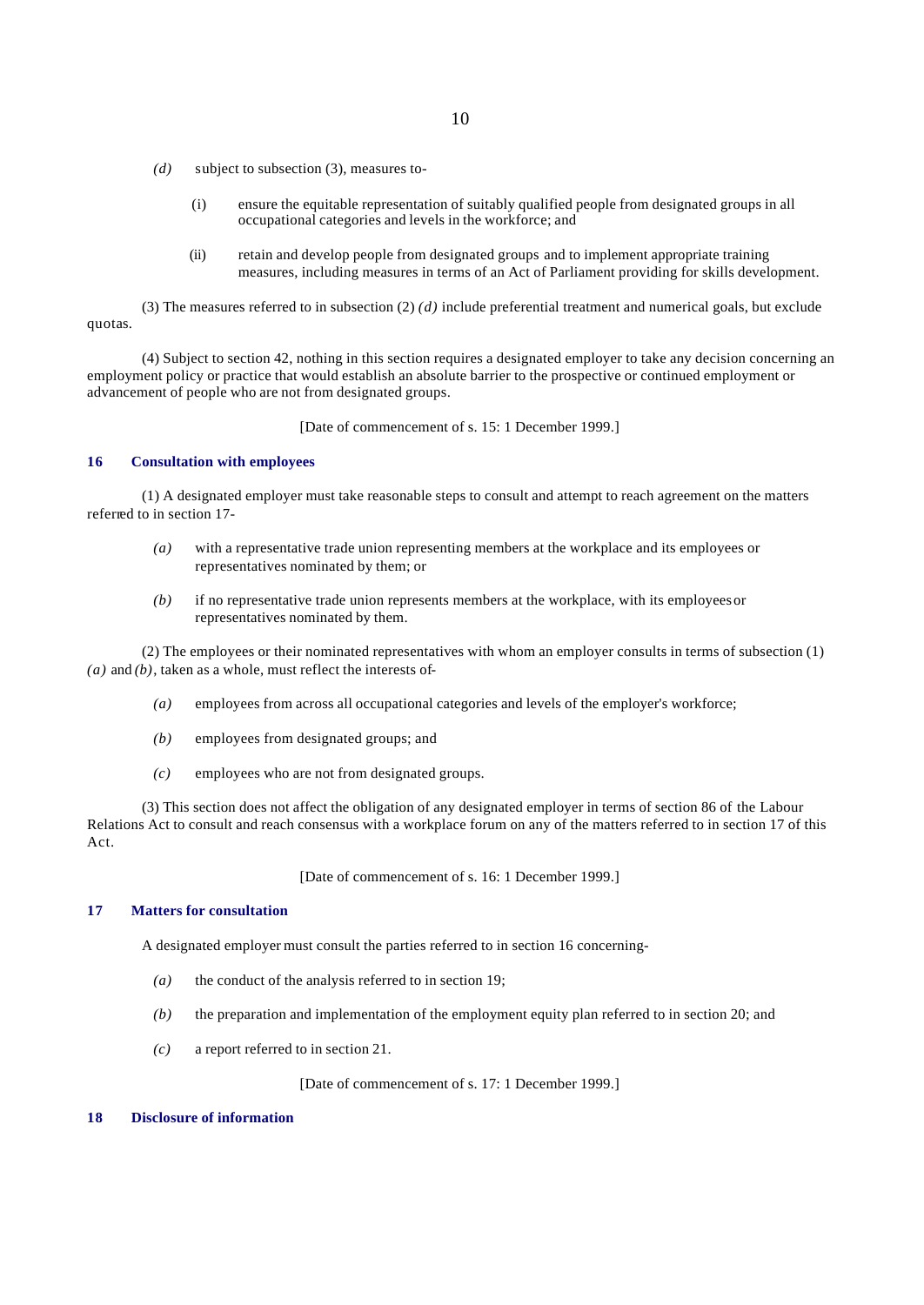*(d)* subject to subsection (3), measures to-

(i) ensure the equitable representation of suitably qualified people from designated groups in all occupational categories and levels in the workforce; and

(ii) retain and develop people from designated groups and to implement appropriate training measures, including measures in terms of an Act of Parliament providing for skills development.

(3) The measures referred to in subsection (2) *(d)* include preferential treatment and numerical goals, but exclude quotas.

(4) Subject to section 42, nothing in this section requires a designated employer to take any decision concerning an employment policy or practice that would establish an absolute barrier to the prospective or continued employment or advancement of people who are not from designated groups.

[Date of commencement of s. 15: 1 December 1999.]

## 16 Consultation with employees

(1) A designated employer must take reasonable steps to consult and attempt to reach agreement on the matters referred to in section 17-

*(a)* with a representative trade union representing members at the workplace and its employees or representatives nominated by them; or

*(b)* if no representative trade union represents members at the workplace, with its employees or representatives nominated by them.

(2) The employees or their nominated representatives with whom an employer consults in terms of subsection (1) *(a)* and *(b)*, taken as a whole, must reflect the interests of-

*(a)* employees from across all occupational categories and levels of the employer's workforce;

*(b)* employees from designated groups; and

*(c)* employees who are not from designated groups.

(3) This section does not affect the obligation of any designated employer in terms of section 86 of the Labour Relations Act to consult and reach consensus with a workplace forum on any of the matters referred to in section 17 of this Act.

[Date of commencement of s. 16: 1 December 1999.]

## 17 Matters for consultation

A designated employer must consult the parties referred to in section 16 concerning-

*(a)* the conduct of the analysis referred to in section 19;

*(b)* the preparation and implementation of the employment equity plan referred to in section 20; and

*(c)* a report referred to in section 21.

[Date of commencement of s. 17: 1 December 1999.]

## 18 Disclosure of information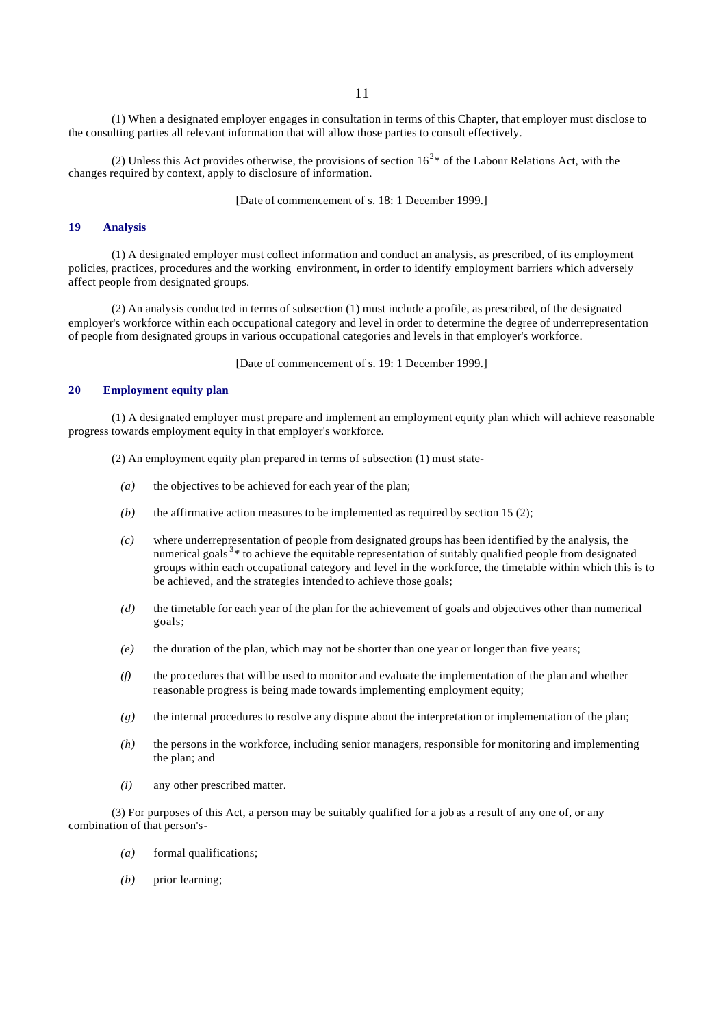(1) When a designated employer engages in consultation in terms of this Chapter, that employer must disclose to the consulting parties all relevant information that will allow those parties to consult effectively.

(2) Unless this Act provides otherwise, the provisions of section 16[2]* of the Labour Relations Act, with the changes required by context, apply to disclosure of information.

[Date of commencement of s. 18: 1 December 1999.]

### 19 Analysis

(1) A designated employer must collect information and conduct an analysis, as prescribed, of its employment policies, practices, procedures and the working environment, in order to identify employment barriers which adversely affect people from designated groups.

(2) An analysis conducted in terms of subsection (1) must include a profile, as prescribed, of the designated employer's workforce within each occupational category and level in order to determine the degree of underrepresentation of people from designated groups in various occupational categories and levels in that employer's workforce.

[Date of commencement of s. 19: 1 December 1999.]

### 20 Employment equity plan

(1) A designated employer must prepare and implement an employment equity plan which will achieve reasonable progress towards employment equity in that employer's workforce.

(2) An employment equity plan prepared in terms of subsection (1) must state-

*(a)* the objectives to be achieved for each year of the plan;

*(b)* the affirmative action measures to be implemented as required by section 15 (2);

*(c)* where underrepresentation of people from designated groups has been identified by the analysis, the numerical goals[3]* to achieve the equitable representation of suitably qualified people from designated groups within each occupational category and level in the workforce, the timetable within which this is to be achieved, and the strategies intended to achieve those goals;

*(d)* the timetable for each year of the plan for the achievement of goals and objectives other than numerical goals;

*(e)* the duration of the plan, which may not be shorter than one year or longer than five years;

*(f)* the procedures that will be used to monitor and evaluate the implementation of the plan and whether reasonable progress is being made towards implementing employment equity;

*(g)* the internal procedures to resolve any dispute about the interpretation or implementation of the plan;

*(h)* the persons in the workforce, including senior managers, responsible for monitoring and implementing the plan; and

*(i)* any other prescribed matter.

(3) For purposes of this Act, a person may be suitably qualified for a job as a result of any one of, or any combination of that person's-

*(a)* formal qualifications;

*(b)* prior learning;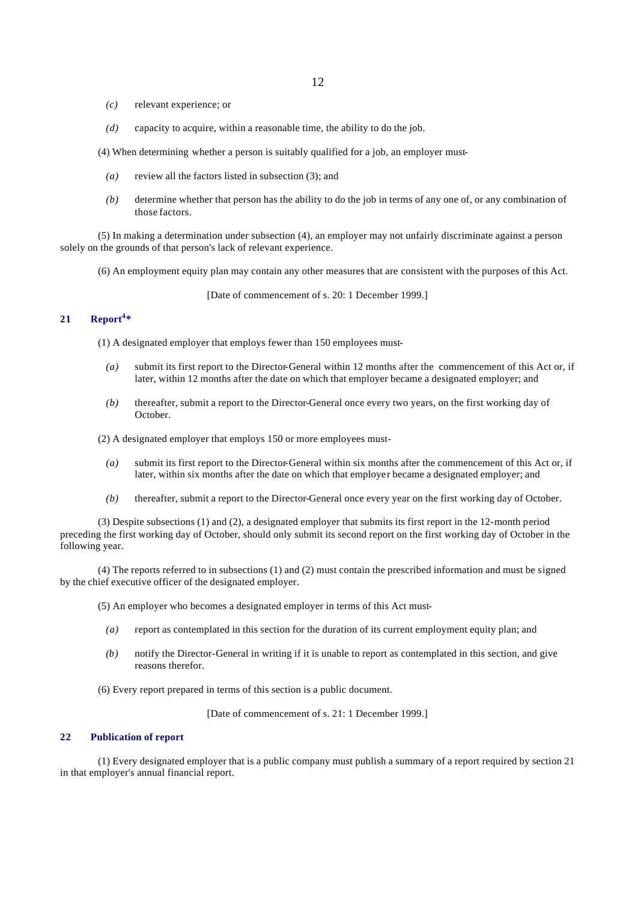*(c)* relevant experience; or

*(d)* capacity to acquire, within a reasonable time, the ability to do the job.

(4) When determining whether a person is suitably qualified for a job, an employer must-

*(a)* review all the factors listed in subsection (3); and

*(b)* determine whether that person has the ability to do the job in terms of any one of, or any combination of those factors.

(5) In making a determination under subsection (4), an employer may not unfairly discriminate against a person solely on the grounds of that person's lack of relevant experience.

(6) An employment equity plan may contain any other measures that are consistent with the purposes of this Act.

[Date of commencement of s. 20: 1 December 1999.]

### 21 Report[4]*

(1) A designated employer that employs fewer than 150 employees must-

*(a)* submit its first report to the Director-General within 12 months after the commencement of this Act or, if later, within 12 months after the date on which that employer became a designated employer; and

*(b)* thereafter, submit a report to the Director-General once every two years, on the first working day of October.

(2) A designated employer that employs 150 or more employees must-

*(a)* submit its first report to the Director-General within six months after the commencement of this Act or, if later, within six months after the date on which that employer became a designated employer; and

*(b)* thereafter, submit a report to the Director-General once every year on the first working day of October.

(3) Despite subsections (1) and (2), a designated employer that submits its first report in the 12-month period preceding the first working day of October, should only submit its second report on the first working day of October in the following year.

(4) The reports referred to in subsections (1) and (2) must contain the prescribed information and must be signed by the chief executive officer of the designated employer.

(5) An employer who becomes a designated employer in terms of this Act must-

*(a)* report as contemplated in this section for the duration of its current employment equity plan; and

*(b)* notify the Director-General in writing if it is unable to report as contemplated in this section, and give reasons therefor.

(6) Every report prepared in terms of this section is a public document.

[Date of commencement of s. 21: 1 December 1999.]

### 22 Publication of report

(1) Every designated employer that is a public company must publish a summary of a report required by section 21 in that employer's annual financial report.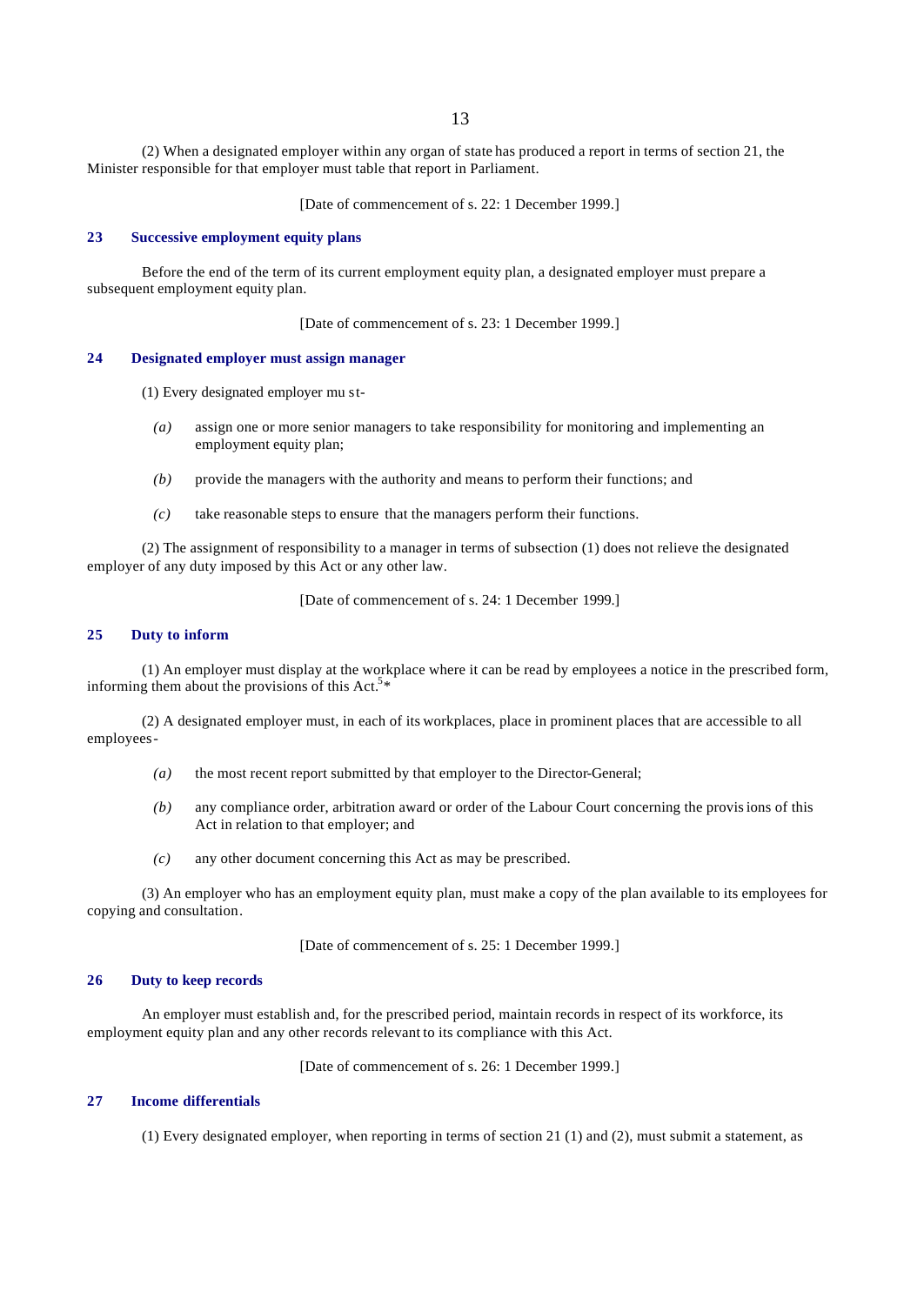(2) When a designated employer within any organ of state has produced a report in terms of section 21, the Minister responsible for that employer must table that report in Parliament.

[Date of commencement of s. 22: 1 December 1999.]

### 23 Successive employment equity plans

Before the end of the term of its current employment equity plan, a designated employer must prepare a subsequent employment equity plan.

[Date of commencement of s. 23: 1 December 1999.]

### 24 Designated employer must assign manager

(1) Every designated employer must-

*(a)* assign one or more senior managers to take responsibility for monitoring and implementing an employment equity plan;

*(b)* provide the managers with the authority and means to perform their functions; and

*(c)* take reasonable steps to ensure that the managers perform their functions.

(2) The assignment of responsibility to a manager in terms of subsection (1) does not relieve the designated employer of any duty imposed by this Act or any other law.

[Date of commencement of s. 24: 1 December 1999.]

### 25 Duty to inform

(1) An employer must display at the workplace where it can be read by employees a notice in the prescribed form, informing them about the provisions of this Act.[5]*

(2) A designated employer must, in each of its workplaces, place in prominent places that are accessible to all employees-

*(a)* the most recent report submitted by that employer to the Director-General;

*(b)* any compliance order, arbitration award or order of the Labour Court concerning the provisions of this Act in relation to that employer; and

*(c)* any other document concerning this Act as may be prescribed.

(3) An employer who has an employment equity plan, must make a copy of the plan available to its employees for copying and consultation.

[Date of commencement of s. 25: 1 December 1999.]

### 26 Duty to keep records

An employer must establish and, for the prescribed period, maintain records in respect of its workforce, its employment equity plan and any other records relevant to its compliance with this Act.

[Date of commencement of s. 26: 1 December 1999.]

### 27 Income differentials

(1) Every designated employer, when reporting in terms of section 21 (1) and (2), must submit a statement, as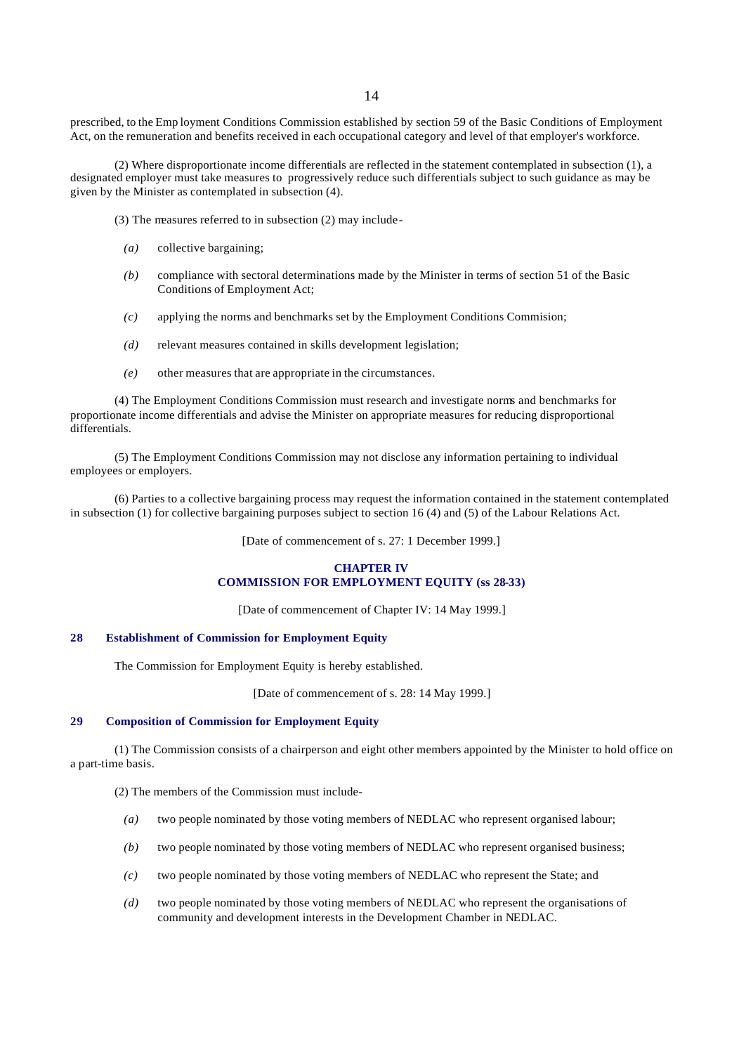prescribed, to the Employment Conditions Commission established by section 59 of the Basic Conditions of Employment Act, on the remuneration and benefits received in each occupational category and level of that employer's workforce.

(2) Where disproportionate income differentials are reflected in the statement contemplated in subsection (1), a designated employer must take measures to progressively reduce such differentials subject to such guidance as may be given by the Minister as contemplated in subsection (4).

(3) The measures referred to in subsection (2) may include-

*(a)* collective bargaining;

*(b)* compliance with sectoral determinations made by the Minister in terms of section 51 of the Basic Conditions of Employment Act;

*(c)* applying the norms and benchmarks set by the Employment Conditions Commision;

*(d)* relevant measures contained in skills development legislation;

*(e)* other measures that are appropriate in the circumstances.

(4) The Employment Conditions Commission must research and investigate norms and benchmarks for proportionate income differentials and advise the Minister on appropriate measures for reducing disproportional differentials.

(5) The Employment Conditions Commission may not disclose any information pertaining to individual employees or employers.

(6) Parties to a collective bargaining process may request the information contained in the statement contemplated in subsection (1) for collective bargaining purposes subject to section 16 (4) and (5) of the Labour Relations Act.

[Date of commencement of s. 27: 1 December 1999.]

## CHAPTER IV
## COMMISSION FOR EMPLOYMENT EQUITY (ss 28-33)

[Date of commencement of Chapter IV: 14 May 1999.]

### 28 Establishment of Commission for Employment Equity

The Commission for Employment Equity is hereby established.

[Date of commencement of s. 28: 14 May 1999.]

### 29 Composition of Commission for Employment Equity

(1) The Commission consists of a chairperson and eight other members appointed by the Minister to hold office on a part-time basis.

(2) The members of the Commission must include-

*(a)* two people nominated by those voting members of NEDLAC who represent organised labour;

*(b)* two people nominated by those voting members of NEDLAC who represent organised business;

*(c)* two people nominated by those voting members of NEDLAC who represent the State; and

*(d)* two people nominated by those voting members of NEDLAC who represent the organisations of community and development interests in the Development Chamber in NEDLAC.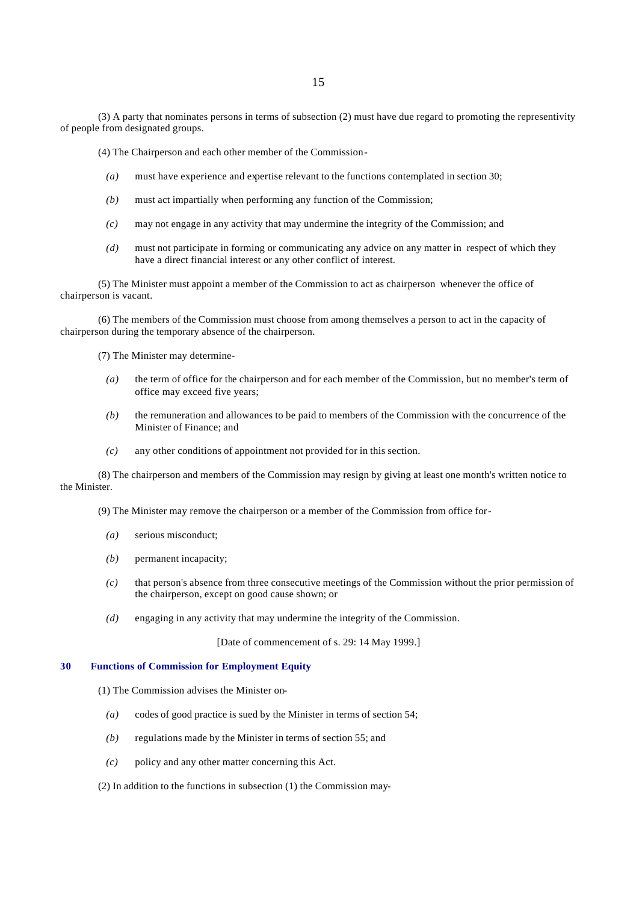(3) A party that nominates persons in terms of subsection (2) must have due regard to promoting the representivity of people from designated groups.

(4) The Chairperson and each other member of the Commission-

*(a)* must have experience and expertise relevant to the functions contemplated in section 30;

*(b)* must act impartially when performing any function of the Commission;

*(c)* may not engage in any activity that may undermine the integrity of the Commission; and

*(d)* must not participate in forming or communicating any advice on any matter in respect of which they have a direct financial interest or any other conflict of interest.

(5) The Minister must appoint a member of the Commission to act as chairperson whenever the office of chairperson is vacant.

(6) The members of the Commission must choose from among themselves a person to act in the capacity of chairperson during the temporary absence of the chairperson.

(7) The Minister may determine-

*(a)* the term of office for the chairperson and for each member of the Commission, but no member's term of office may exceed five years;

*(b)* the remuneration and allowances to be paid to members of the Commission with the concurrence of the Minister of Finance; and

*(c)* any other conditions of appointment not provided for in this section.

(8) The chairperson and members of the Commission may resign by giving at least one month's written notice to the Minister.

(9) The Minister may remove the chairperson or a member of the Commission from office for-

*(a)* serious misconduct;

*(b)* permanent incapacity;

*(c)* that person's absence from three consecutive meetings of the Commission without the prior permission of the chairperson, except on good cause shown; or

*(d)* engaging in any activity that may undermine the integrity of the Commission.

[Date of commencement of s. 29: 14 May 1999.]

### 30 Functions of Commission for Employment Equity

(1) The Commission advises the Minister on-

*(a)* codes of good practice is sued by the Minister in terms of section 54;

*(b)* regulations made by the Minister in terms of section 55; and

*(c)* policy and any other matter concerning this Act.

(2) In addition to the functions in subsection (1) the Commission may-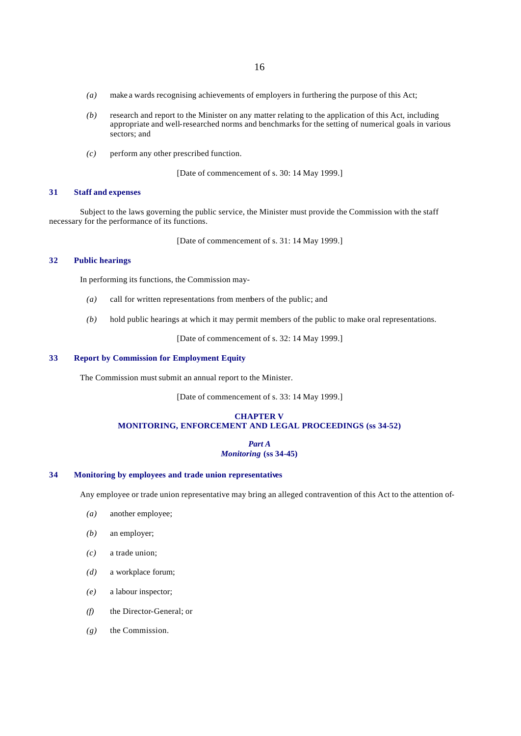*(a)* make a wards recognising achievements of employers in furthering the purpose of this Act;

*(b)* research and report to the Minister on any matter relating to the application of this Act, including appropriate and well-researched norms and benchmarks for the setting of numerical goals in various sectors; and

*(c)* perform any other prescribed function.

[Date of commencement of s. 30: 14 May 1999.]

### 31 Staff and expenses

Subject to the laws governing the public service, the Minister must provide the Commission with the staff necessary for the performance of its functions.

[Date of commencement of s. 31: 14 May 1999.]

### 32 Public hearings

In performing its functions, the Commission may-

*(a)* call for written representations from members of the public; and

*(b)* hold public hearings at which it may permit members of the public to make oral representations.

[Date of commencement of s. 32: 14 May 1999.]

### 33 Report by Commission for Employment Equity

The Commission must submit an annual report to the Minister.

[Date of commencement of s. 33: 14 May 1999.]

## CHAPTER V
## MONITORING, ENFORCEMENT AND LEGAL PROCEEDINGS (ss 34-52)

### *Part A*
### *Monitoring* (ss 34-45)

### 34 Monitoring by employees and trade union representatives

Any employee or trade union representative may bring an alleged contravention of this Act to the attention of-

*(a)* another employee;

*(b)* an employer;

*(c)* a trade union;

*(d)* a workplace forum;

*(e)* a labour inspector;

*(f)* the Director-General; or

*(g)* the Commission.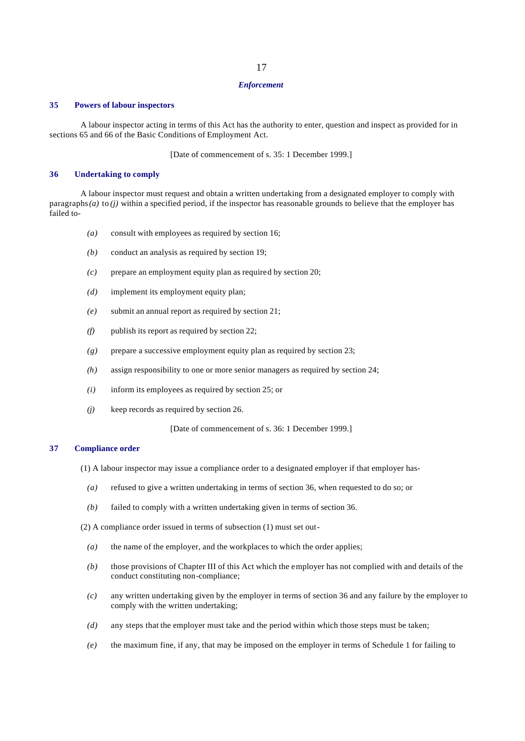## *Enforcement*

### 35 Powers of labour inspectors

A labour inspector acting in terms of this Act has the authority to enter, question and inspect as provided for in sections 65 and 66 of the Basic Conditions of Employment Act.

[Date of commencement of s. 35: 1 December 1999.]

### 36 Undertaking to comply

A labour inspector must request and obtain a written undertaking from a designated employer to comply with paragraphs *(a)* to *(j)* within a specified period, if the inspector has reasonable grounds to believe that the employer has failed to-

*(a)* consult with employees as required by section 16;

*(b)* conduct an analysis as required by section 19;

*(c)* prepare an employment equity plan as required by section 20;

*(d)* implement its employment equity plan;

*(e)* submit an annual report as required by section 21;

*(f)* publish its report as required by section 22;

*(g)* prepare a successive employment equity plan as required by section 23;

*(h)* assign responsibility to one or more senior managers as required by section 24;

*(i)* inform its employees as required by section 25; or

*(j)* keep records as required by section 26.

[Date of commencement of s. 36: 1 December 1999.]

### 37 Compliance order

(1) A labour inspector may issue a compliance order to a designated employer if that employer has-

*(a)* refused to give a written undertaking in terms of section 36, when requested to do so; or

*(b)* failed to comply with a written undertaking given in terms of section 36.

(2) A compliance order issued in terms of subsection (1) must set out-

*(a)* the name of the employer, and the workplaces to which the order applies;

*(b)* those provisions of Chapter III of this Act which the employer has not complied with and details of the conduct constituting non-compliance;

*(c)* any written undertaking given by the employer in terms of section 36 and any failure by the employer to comply with the written undertaking;

*(d)* any steps that the employer must take and the period within which those steps must be taken;

*(e)* the maximum fine, if any, that may be imposed on the employer in terms of Schedule 1 for failing to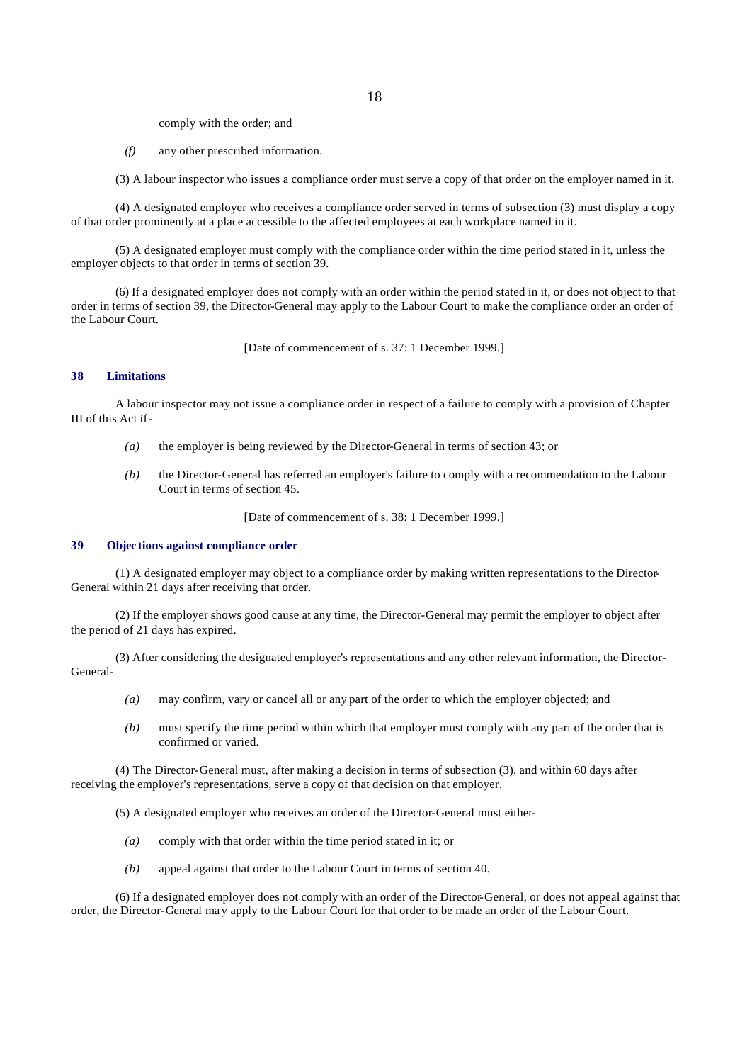comply with the order; and

*(f)* any other prescribed information.

(3) A labour inspector who issues a compliance order must serve a copy of that order on the employer named in it.

(4) A designated employer who receives a compliance order served in terms of subsection (3) must display a copy of that order prominently at a place accessible to the affected employees at each workplace named in it.

(5) A designated employer must comply with the compliance order within the time period stated in it, unless the employer objects to that order in terms of section 39.

(6) If a designated employer does not comply with an order within the period stated in it, or does not object to that order in terms of section 39, the Director-General may apply to the Labour Court to make the compliance order an order of the Labour Court.

[Date of commencement of s. 37: 1 December 1999.]

### 38 Limitations

A labour inspector may not issue a compliance order in respect of a failure to comply with a provision of Chapter III of this Act if-

*(a)* the employer is being reviewed by the Director-General in terms of section 43; or

*(b)* the Director-General has referred an employer's failure to comply with a recommendation to the Labour Court in terms of section 45.

[Date of commencement of s. 38: 1 December 1999.]

### 39 Objections against compliance order

(1) A designated employer may object to a compliance order by making written representations to the Director-General within 21 days after receiving that order.

(2) If the employer shows good cause at any time, the Director-General may permit the employer to object after the period of 21 days has expired.

(3) After considering the designated employer's representations and any other relevant information, the Director-General-

*(a)* may confirm, vary or cancel all or any part of the order to which the employer objected; and

*(b)* must specify the time period within which that employer must comply with any part of the order that is confirmed or varied.

(4) The Director-General must, after making a decision in terms of subsection (3), and within 60 days after receiving the employer's representations, serve a copy of that decision on that employer.

(5) A designated employer who receives an order of the Director-General must either-

*(a)* comply with that order within the time period stated in it; or

*(b)* appeal against that order to the Labour Court in terms of section 40.

(6) If a designated employer does not comply with an order of the Director-General, or does not appeal against that order, the Director-General may apply to the Labour Court for that order to be made an order of the Labour Court.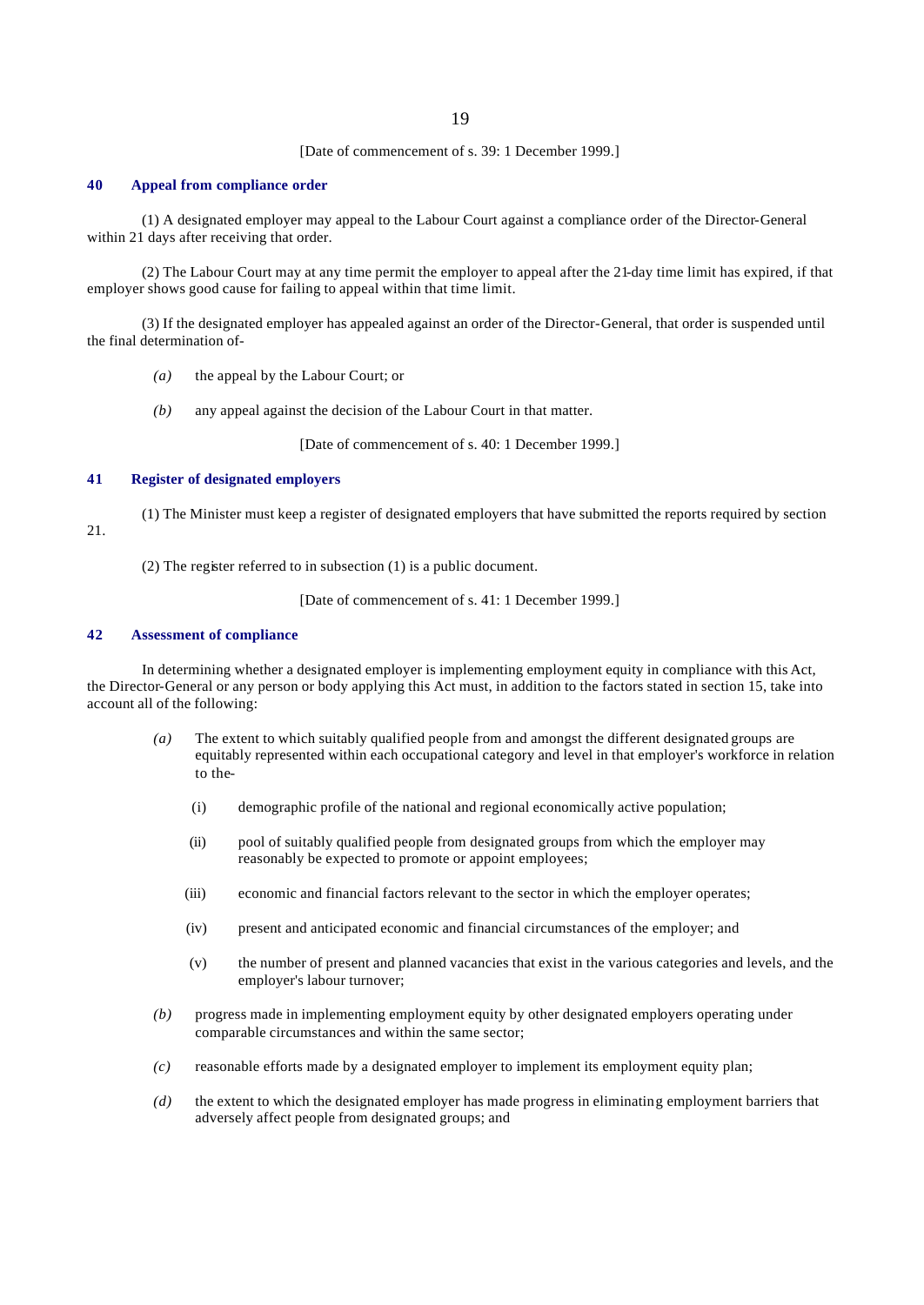[Date of commencement of s. 39: 1 December 1999.]

## 40 Appeal from compliance order

(1) A designated employer may appeal to the Labour Court against a compliance order of the Director-General within 21 days after receiving that order.

(2) The Labour Court may at any time permit the employer to appeal after the 21-day time limit has expired, if that employer shows good cause for failing to appeal within that time limit.

(3) If the designated employer has appealed against an order of the Director-General, that order is suspended until the final determination of-

*(a)* the appeal by the Labour Court; or

*(b)* any appeal against the decision of the Labour Court in that matter.

[Date of commencement of s. 40: 1 December 1999.]

## 41 Register of designated employers

(1) The Minister must keep a register of designated employers that have submitted the reports required by section 21.

(2) The register referred to in subsection (1) is a public document.

[Date of commencement of s. 41: 1 December 1999.]

## 42 Assessment of compliance

In determining whether a designated employer is implementing employment equity in compliance with this Act, the Director-General or any person or body applying this Act must, in addition to the factors stated in section 15, take into account all of the following:

*(a)* The extent to which suitably qualified people from and amongst the different designated groups are equitably represented within each occupational category and level in that employer's workforce in relation to the-

(i) demographic profile of the national and regional economically active population;

(ii) pool of suitably qualified people from designated groups from which the employer may reasonably be expected to promote or appoint employees;

(iii) economic and financial factors relevant to the sector in which the employer operates;

(iv) present and anticipated economic and financial circumstances of the employer; and

(v) the number of present and planned vacancies that exist in the various categories and levels, and the employer's labour turnover;

*(b)* progress made in implementing employment equity by other designated employers operating under comparable circumstances and within the same sector;

*(c)* reasonable efforts made by a designated employer to implement its employment equity plan;

*(d)* the extent to which the designated employer has made progress in eliminating employment barriers that adversely affect people from designated groups; and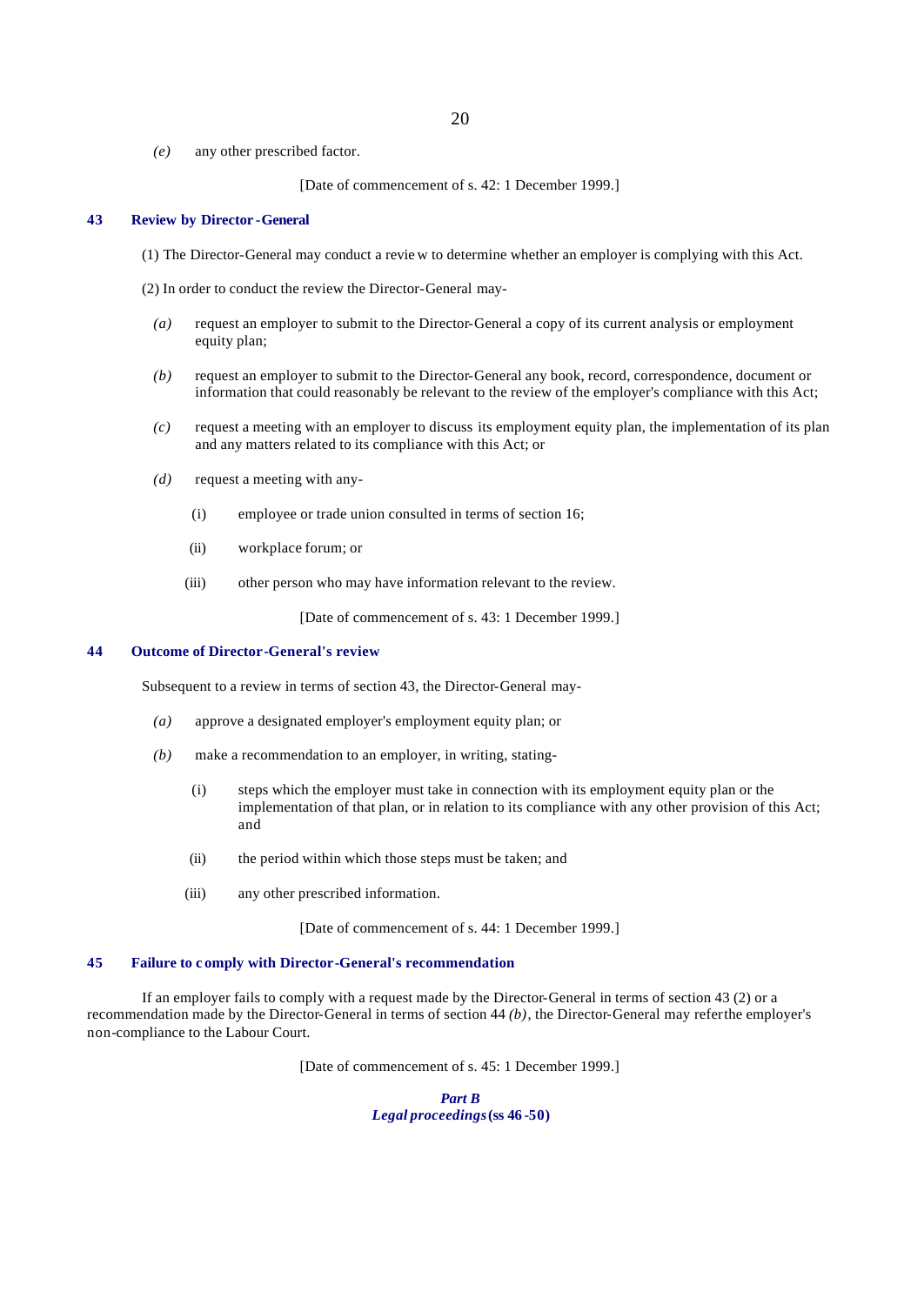*(e)* any other prescribed factor.

[Date of commencement of s. 42: 1 December 1999.]

### 43 Review by Director-General

(1) The Director-General may conduct a review to determine whether an employer is complying with this Act.

(2) In order to conduct the review the Director-General may-

*(a)* request an employer to submit to the Director-General a copy of its current analysis or employment equity plan;

*(b)* request an employer to submit to the Director-General any book, record, correspondence, document or information that could reasonably be relevant to the review of the employer's compliance with this Act;

*(c)* request a meeting with an employer to discuss its employment equity plan, the implementation of its plan and any matters related to its compliance with this Act; or

*(d)* request a meeting with any-

(i) employee or trade union consulted in terms of section 16;

(ii) workplace forum; or

(iii) other person who may have information relevant to the review.

[Date of commencement of s. 43: 1 December 1999.]

### 44 Outcome of Director-General's review

Subsequent to a review in terms of section 43, the Director-General may-

*(a)* approve a designated employer's employment equity plan; or

*(b)* make a recommendation to an employer, in writing, stating-

(i) steps which the employer must take in connection with its employment equity plan or the implementation of that plan, or in relation to its compliance with any other provision of this Act; and

(ii) the period within which those steps must be taken; and

(iii) any other prescribed information.

[Date of commencement of s. 44: 1 December 1999.]

### 45 Failure to comply with Director-General's recommendation

If an employer fails to comply with a request made by the Director-General in terms of section 43 (2) or a recommendation made by the Director-General in terms of section 44 *(b)*, the Director-General may refer the employer's non-compliance to the Labour Court.

[Date of commencement of s. 45: 1 December 1999.]

## *Part B*
## *Legal proceedings* (ss 46-50)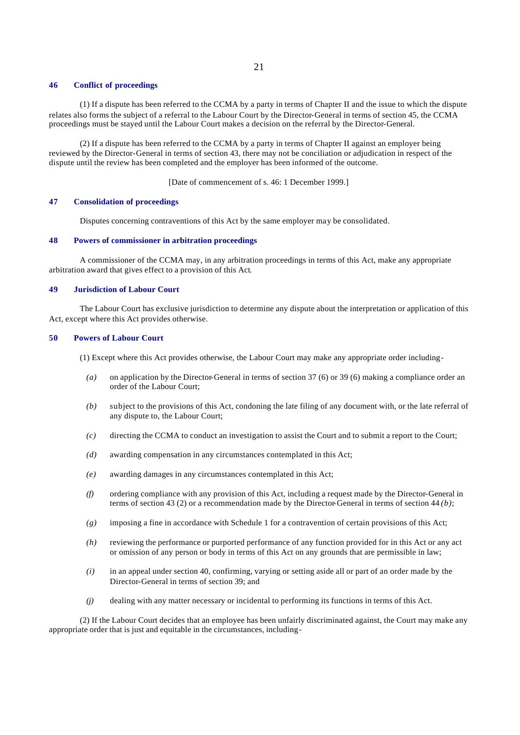### 46 Conflict of proceedings

(1) If a dispute has been referred to the CCMA by a party in terms of Chapter II and the issue to which the dispute relates also forms the subject of a referral to the Labour Court by the Director-General in terms of section 45, the CCMA proceedings must be stayed until the Labour Court makes a decision on the referral by the Director-General.

(2) If a dispute has been referred to the CCMA by a party in terms of Chapter II against an employer being reviewed by the Director-General in terms of section 43, there may not be conciliation or adjudication in respect of the dispute until the review has been completed and the employer has been informed of the outcome.

[Date of commencement of s. 46: 1 December 1999.]

### 47 Consolidation of proceedings

Disputes concerning contraventions of this Act by the same employer may be consolidated.

### 48 Powers of commissioner in arbitration proceedings

A commissioner of the CCMA may, in any arbitration proceedings in terms of this Act, make any appropriate arbitration award that gives effect to a provision of this Act.

### 49 Jurisdiction of Labour Court

The Labour Court has exclusive jurisdiction to determine any dispute about the interpretation or application of this Act, except where this Act provides otherwise.

### 50 Powers of Labour Court

(1) Except where this Act provides otherwise, the Labour Court may make any appropriate order including-

*(a)* on application by the Director-General in terms of section 37 (6) or 39 (6) making a compliance order an order of the Labour Court;

*(b)* subject to the provisions of this Act, condoning the late filing of any document with, or the late referral of any dispute to, the Labour Court;

*(c)* directing the CCMA to conduct an investigation to assist the Court and to submit a report to the Court;

*(d)* awarding compensation in any circumstances contemplated in this Act;

*(e)* awarding damages in any circumstances contemplated in this Act;

*(f)* ordering compliance with any provision of this Act, including a request made by the Director-General in terms of section 43 (2) or a recommendation made by the Director-General in terms of section 44 *(b)*;

*(g)* imposing a fine in accordance with Schedule 1 for a contravention of certain provisions of this Act;

*(h)* reviewing the performance or purported performance of any function provided for in this Act or any act or omission of any person or body in terms of this Act on any grounds that are permissible in law;

*(i)* in an appeal under section 40, confirming, varying or setting aside all or part of an order made by the Director-General in terms of section 39; and

*(j)* dealing with any matter necessary or incidental to performing its functions in terms of this Act.

(2) If the Labour Court decides that an employee has been unfairly discriminated against, the Court may make any appropriate order that is just and equitable in the circumstances, including-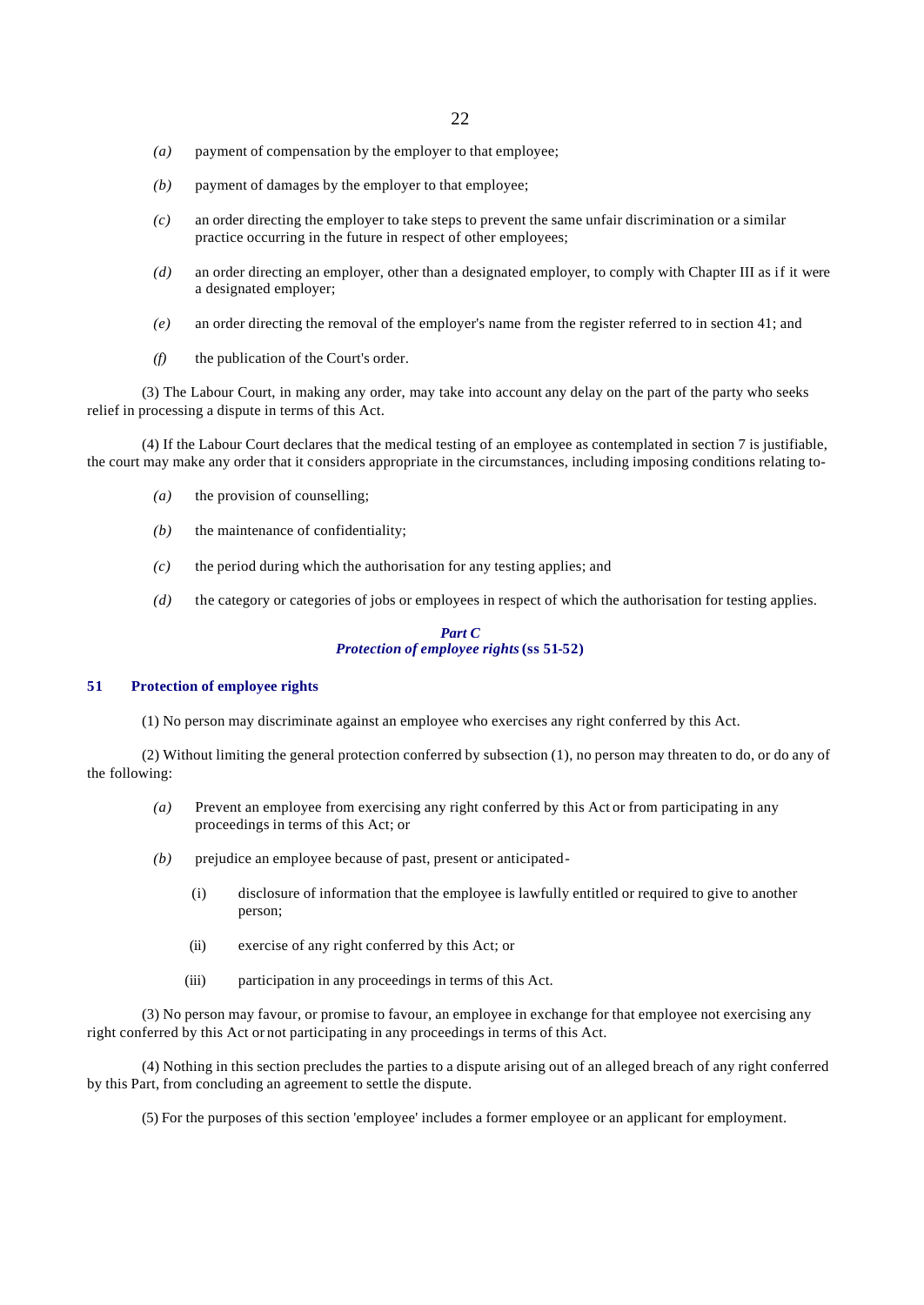*(a)* payment of compensation by the employer to that employee;

*(b)* payment of damages by the employer to that employee;

*(c)* an order directing the employer to take steps to prevent the same unfair discrimination or a similar practice occurring in the future in respect of other employees;

*(d)* an order directing an employer, other than a designated employer, to comply with Chapter III as if it were a designated employer;

*(e)* an order directing the removal of the employer's name from the register referred to in section 41; and

*(f)* the publication of the Court's order.

(3) The Labour Court, in making any order, may take into account any delay on the part of the party who seeks relief in processing a dispute in terms of this Act.

(4) If the Labour Court declares that the medical testing of an employee as contemplated in section 7 is justifiable, the court may make any order that it considers appropriate in the circumstances, including imposing conditions relating to-

*(a)* the provision of counselling;

*(b)* the maintenance of confidentiality;

*(c)* the period during which the authorisation for any testing applies; and

*(d)* the category or categories of jobs or employees in respect of which the authorisation for testing applies.

## *Part C*
## *Protection of employee rights* (ss 51-52)

### 51 Protection of employee rights

(1) No person may discriminate against an employee who exercises any right conferred by this Act.

(2) Without limiting the general protection conferred by subsection (1), no person may threaten to do, or do any of the following:

*(a)* Prevent an employee from exercising any right conferred by this Act or from participating in any proceedings in terms of this Act; or

*(b)* prejudice an employee because of past, present or anticipated-

(i) disclosure of information that the employee is lawfully entitled or required to give to another person;

(ii) exercise of any right conferred by this Act; or

(iii) participation in any proceedings in terms of this Act.

(3) No person may favour, or promise to favour, an employee in exchange for that employee not exercising any right conferred by this Act or not participating in any proceedings in terms of this Act.

(4) Nothing in this section precludes the parties to a dispute arising out of an alleged breach of any right conferred by this Part, from concluding an agreement to settle the dispute.

(5) For the purposes of this section 'employee' includes a former employee or an applicant for employment.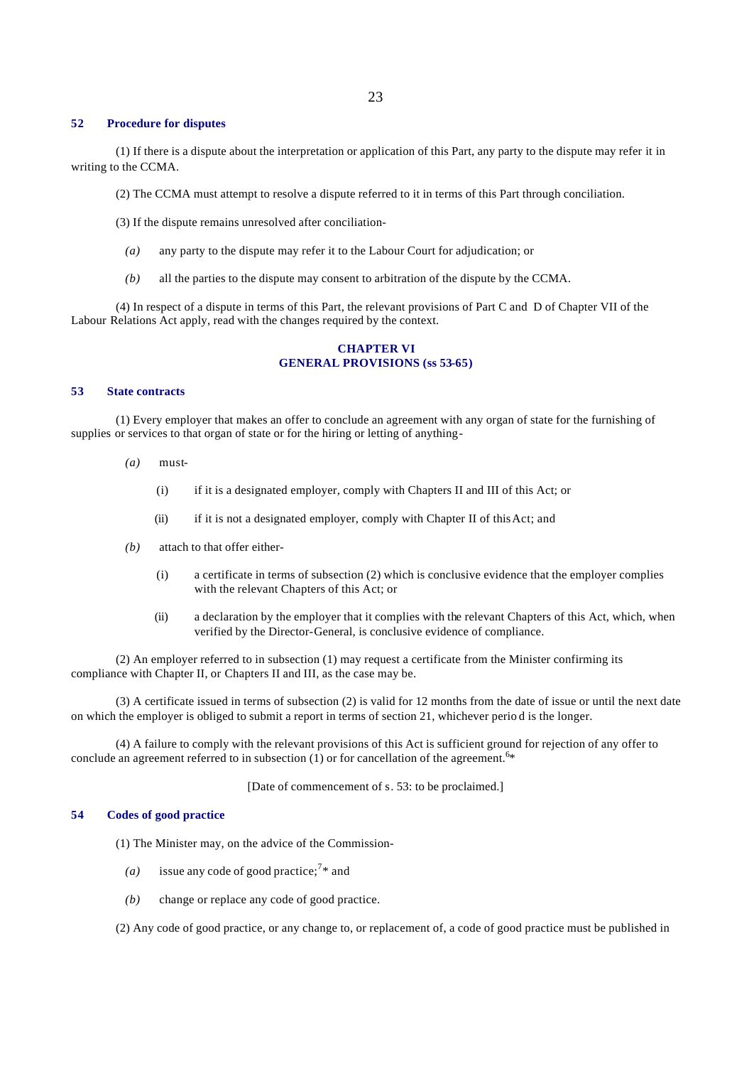### 52 Procedure for disputes

(1) If there is a dispute about the interpretation or application of this Part, any party to the dispute may refer it in writing to the CCMA.

(2) The CCMA must attempt to resolve a dispute referred to it in terms of this Part through conciliation.

(3) If the dispute remains unresolved after conciliation-

*(a)* any party to the dispute may refer it to the Labour Court for adjudication; or

*(b)* all the parties to the dispute may consent to arbitration of the dispute by the CCMA.

(4) In respect of a dispute in terms of this Part, the relevant provisions of Part C and D of Chapter VII of the Labour Relations Act apply, read with the changes required by the context.

## CHAPTER VI
## GENERAL PROVISIONS (ss 53-65)

### 53 State contracts

(1) Every employer that makes an offer to conclude an agreement with any organ of state for the furnishing of supplies or services to that organ of state or for the hiring or letting of anything-

*(a)* must-

(i) if it is a designated employer, comply with Chapters II and III of this Act; or

(ii) if it is not a designated employer, comply with Chapter II of this Act; and

*(b)* attach to that offer either-

(i) a certificate in terms of subsection (2) which is conclusive evidence that the employer complies with the relevant Chapters of this Act; or

(ii) a declaration by the employer that it complies with the relevant Chapters of this Act, which, when verified by the Director-General, is conclusive evidence of compliance.

(2) An employer referred to in subsection (1) may request a certificate from the Minister confirming its compliance with Chapter II, or Chapters II and III, as the case may be.

(3) A certificate issued in terms of subsection (2) is valid for 12 months from the date of issue or until the next date on which the employer is obliged to submit a report in terms of section 21, whichever period is the longer.

(4) A failure to comply with the relevant provisions of this Act is sufficient ground for rejection of any offer to conclude an agreement referred to in subsection (1) or for cancellation of the agreement.[6]*

[Date of commencement of s. 53: to be proclaimed.]

### 54 Codes of good practice

(1) The Minister may, on the advice of the Commission-

*(a)* issue any code of good practice;[7]* and

*(b)* change or replace any code of good practice.

(2) Any code of good practice, or any change to, or replacement of, a code of good practice must be published in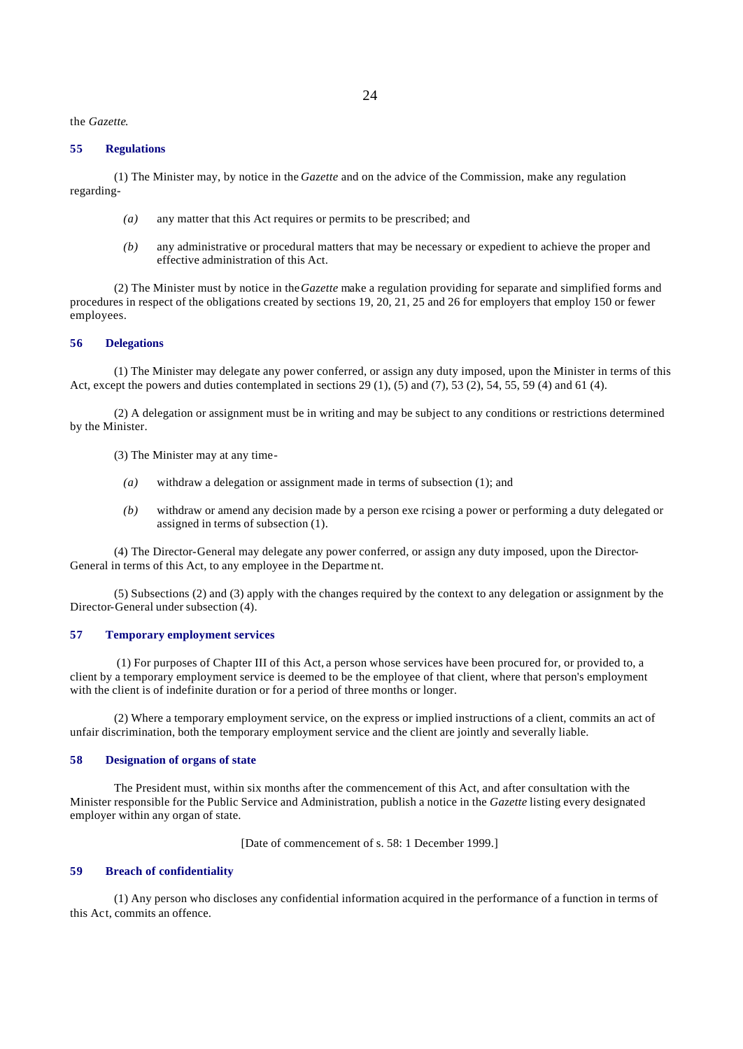the *Gazette*.

### 55 Regulations

(1) The Minister may, by notice in the *Gazette* and on the advice of the Commission, make any regulation regarding-

*(a)* any matter that this Act requires or permits to be prescribed; and

*(b)* any administrative or procedural matters that may be necessary or expedient to achieve the proper and effective administration of this Act.

(2) The Minister must by notice in the *Gazette* make a regulation providing for separate and simplified forms and procedures in respect of the obligations created by sections 19, 20, 21, 25 and 26 for employers that employ 150 or fewer employees.

### 56 Delegations

(1) The Minister may delegate any power conferred, or assign any duty imposed, upon the Minister in terms of this Act, except the powers and duties contemplated in sections 29 (1), (5) and (7), 53 (2), 54, 55, 59 (4) and 61 (4).

(2) A delegation or assignment must be in writing and may be subject to any conditions or restrictions determined by the Minister.

(3) The Minister may at any time-

*(a)* withdraw a delegation or assignment made in terms of subsection (1); and

*(b)* withdraw or amend any decision made by a person exercising a power or performing a duty delegated or assigned in terms of subsection (1).

(4) The Director-General may delegate any power conferred, or assign any duty imposed, upon the Director-General in terms of this Act, to any employee in the Department.

(5) Subsections (2) and (3) apply with the changes required by the context to any delegation or assignment by the Director-General under subsection (4).

### 57 Temporary employment services

(1) For purposes of Chapter III of this Act, a person whose services have been procured for, or provided to, a client by a temporary employment service is deemed to be the employee of that client, where that person's employment with the client is of indefinite duration or for a period of three months or longer.

(2) Where a temporary employment service, on the express or implied instructions of a client, commits an act of unfair discrimination, both the temporary employment service and the client are jointly and severally liable.

### 58 Designation of organs of state

The President must, within six months after the commencement of this Act, and after consultation with the Minister responsible for the Public Service and Administration, publish a notice in the *Gazette* listing every designated employer within any organ of state.

[Date of commencement of s. 58: 1 December 1999.]

### 59 Breach of confidentiality

(1) Any person who discloses any confidential information acquired in the performance of a function in terms of this Act, commits an offence.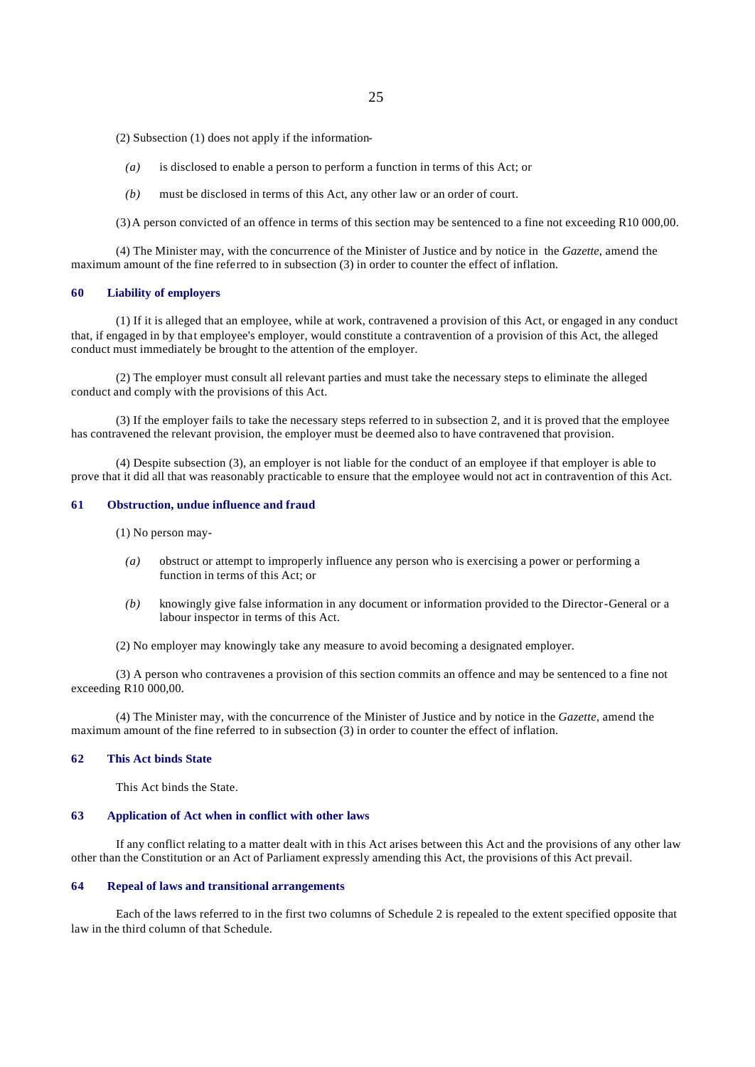(2) Subsection (1) does not apply if the information-

*(a)* is disclosed to enable a person to perform a function in terms of this Act; or

*(b)* must be disclosed in terms of this Act, any other law or an order of court.

(3) A person convicted of an offence in terms of this section may be sentenced to a fine not exceeding R10 000,00.

(4) The Minister may, with the concurrence of the Minister of Justice and by notice in the *Gazette*, amend the maximum amount of the fine referred to in subsection (3) in order to counter the effect of inflation.

### 60 Liability of employers

(1) If it is alleged that an employee, while at work, contravened a provision of this Act, or engaged in any conduct that, if engaged in by that employee's employer, would constitute a contravention of a provision of this Act, the alleged conduct must immediately be brought to the attention of the employer.

(2) The employer must consult all relevant parties and must take the necessary steps to eliminate the alleged conduct and comply with the provisions of this Act.

(3) If the employer fails to take the necessary steps referred to in subsection 2, and it is proved that the employee has contravened the relevant provision, the employer must be deemed also to have contravened that provision.

(4) Despite subsection (3), an employer is not liable for the conduct of an employee if that employer is able to prove that it did all that was reasonably practicable to ensure that the employee would not act in contravention of this Act.

### 61 Obstruction, undue influence and fraud

(1) No person may-

*(a)* obstruct or attempt to improperly influence any person who is exercising a power or performing a function in terms of this Act; or

*(b)* knowingly give false information in any document or information provided to the Director-General or a labour inspector in terms of this Act.

(2) No employer may knowingly take any measure to avoid becoming a designated employer.

(3) A person who contravenes a provision of this section commits an offence and may be sentenced to a fine not exceeding R10 000,00.

(4) The Minister may, with the concurrence of the Minister of Justice and by notice in the *Gazette*, amend the maximum amount of the fine referred to in subsection (3) in order to counter the effect of inflation.

### 62 This Act binds State

This Act binds the State.

### 63 Application of Act when in conflict with other laws

If any conflict relating to a matter dealt with in this Act arises between this Act and the provisions of any other law other than the Constitution or an Act of Parliament expressly amending this Act, the provisions of this Act prevail.

### 64 Repeal of laws and transitional arrangements

Each of the laws referred to in the first two columns of Schedule 2 is repealed to the extent specified opposite that law in the third column of that Schedule.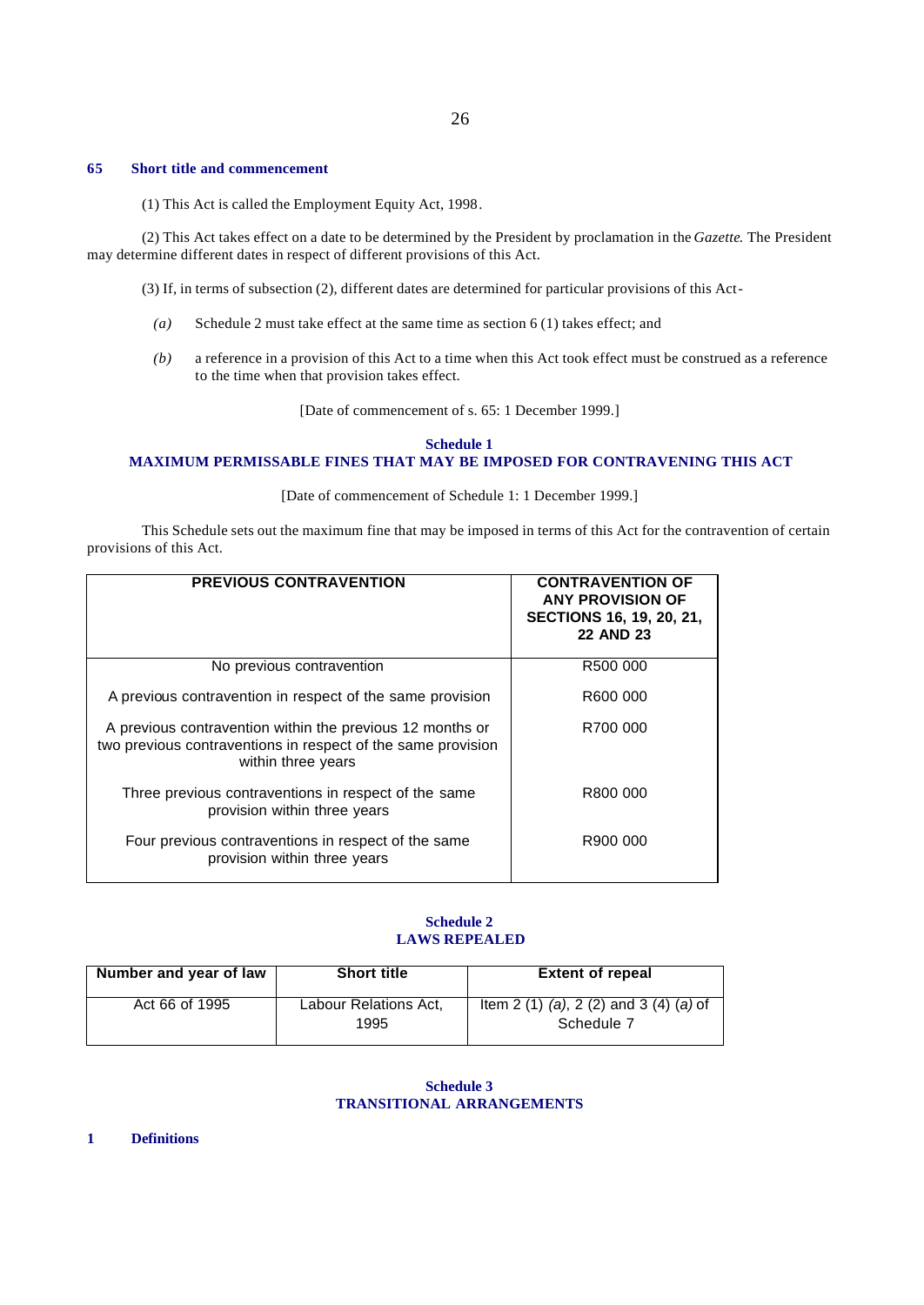### 65 Short title and commencement

(1) This Act is called the Employment Equity Act, 1998.

(2) This Act takes effect on a date to be determined by the President by proclamation in the *Gazette*. The President may determine different dates in respect of different provisions of this Act.

(3) If, in terms of subsection (2), different dates are determined for particular provisions of this Act-

*(a)* Schedule 2 must take effect at the same time as section 6 (1) takes effect; and

*(b)* a reference in a provision of this Act to a time when this Act took effect must be construed as a reference to the time when that provision takes effect.

[Date of commencement of s. 65: 1 December 1999.]

## Schedule 1
## MAXIMUM PERMISSABLE FINES THAT MAY BE IMPOSED FOR CONTRAVENING THIS ACT

[Date of commencement of Schedule 1: 1 December 1999.]

This Schedule sets out the maximum fine that may be imposed in terms of this Act for the contravention of certain provisions of this Act.

| PREVIOUS CONTRAVENTION | CONTRAVENTION OF ANY PROVISION OF SECTIONS 16, 19, 20, 21, 22 AND 23 |
|---|---|
| No previous contravention | R500 000 |
| A previous contravention in respect of the same provision | R600 000 |
| A previous contravention within the previous 12 months or two previous contraventions in respect of the same provision within three years | R700 000 |
| Three previous contraventions in respect of the same provision within three years | R800 000 |
| Four previous contraventions in respect of the same provision within three years | R900 000 |

## Schedule 2
## LAWS REPEALED

| Number and year of law | Short title | Extent of repeal |
|---|---|---|
| Act 66 of 1995 | Labour Relations Act, 1995 | Item 2 (1) *(a)*, 2 (2) and 3 (4) *(a)* of Schedule 7 |

## Schedule 3
## TRANSITIONAL ARRANGEMENTS

### 1 Definitions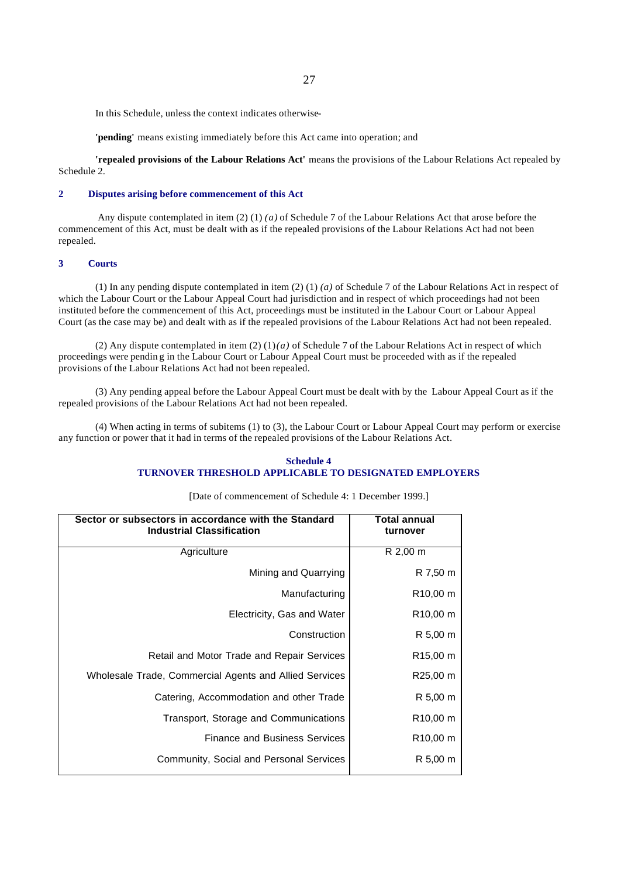In this Schedule, unless the context indicates otherwise-

**'pending'** means existing immediately before this Act came into operation; and

**'repealed provisions of the Labour Relations Act'** means the provisions of the Labour Relations Act repealed by Schedule 2.

### 2 Disputes arising before commencement of this Act

Any dispute contemplated in item (2) (1) *(a)* of Schedule 7 of the Labour Relations Act that arose before the commencement of this Act, must be dealt with as if the repealed provisions of the Labour Relations Act had not been repealed.

### 3 Courts

(1) In any pending dispute contemplated in item (2) (1) *(a)* of Schedule 7 of the Labour Relations Act in respect of which the Labour Court or the Labour Appeal Court had jurisdiction and in respect of which proceedings had not been instituted before the commencement of this Act, proceedings must be instituted in the Labour Court or Labour Appeal Court (as the case may be) and dealt with as if the repealed provisions of the Labour Relations Act had not been repealed.

(2) Any dispute contemplated in item (2) (1)*(a)* of Schedule 7 of the Labour Relations Act in respect of which proceedings were pendin g in the Labour Court or Labour Appeal Court must be proceeded with as if the repealed provisions of the Labour Relations Act had not been repealed.

(3) Any pending appeal before the Labour Appeal Court must be dealt with by the Labour Appeal Court as if the repealed provisions of the Labour Relations Act had not been repealed.

(4) When acting in terms of subitems (1) to (3), the Labour Court or Labour Appeal Court may perform or exercise any function or power that it had in terms of the repealed provisions of the Labour Relations Act.

## Schedule 4
## TURNOVER THRESHOLD APPLICABLE TO DESIGNATED EMPLOYERS

[Date of commencement of Schedule 4: 1 December 1999.]

| Sector or subsectors in accordance with the Standard Industrial Classification | Total annual turnover |
|---|---|
| Agriculture | R 2,00 m |
| Mining and Quarrying | R 7,50 m |
| Manufacturing | R10,00 m |
| Electricity, Gas and Water | R10,00 m |
| Construction | R 5,00 m |
| Retail and Motor Trade and Repair Services | R15,00 m |
| Wholesale Trade, Commercial Agents and Allied Services | R25,00 m |
| Catering, Accommodation and other Trade | R 5,00 m |
| Transport, Storage and Communications | R10,00 m |
| Finance and Business Services | R10,00 m |
| Community, Social and Personal Services | R 5,00 m |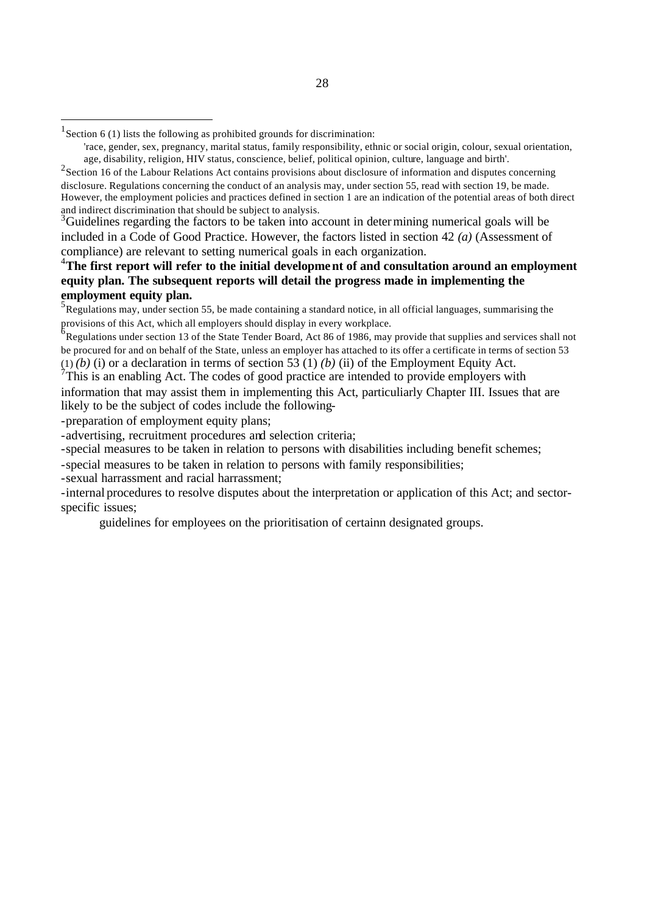[1] Section 6 (1) lists the following as prohibited grounds for discrimination:

'race, gender, sex, pregnancy, marital status, family responsibility, ethnic or social origin, colour, sexual orientation, age, disability, religion, HIV status, conscience, belief, political opinion, culture, language and birth'.

[2] Section 16 of the Labour Relations Act contains provisions about disclosure of information and disputes concerning disclosure. Regulations concerning the conduct of an analysis may, under section 55, read with section 19, be made. However, the employment policies and practices defined in section 1 are an indication of the potential areas of both direct and indirect discrimination that should be subject to analysis.

[3] Guidelines regarding the factors to be taken into account in determining numerical goals will be included in a Code of Good Practice. However, the factors listed in section 42 *(a)* (Assessment of compliance) are relevant to setting numerical goals in each organization.

[4] **The first report will refer to the initial development of and consultation around an employment equity plan. The subsequent reports will detail the progress made in implementing the employment equity plan.**

[5] Regulations may, under section 55, be made containing a standard notice, in all official languages, summarising the provisions of this Act, which all employers should display in every workplace.

[6] Regulations under section 13 of the State Tender Board, Act 86 of 1986, may provide that supplies and services shall not be procured for and on behalf of the State, unless an employer has attached to its offer a certificate in terms of section 53 (1) *(b)* (i) or a declaration in terms of section 53 (1) *(b)* (ii) of the Employment Equity Act.

[7] This is an enabling Act. The codes of good practice are intended to provide employers with information that may assist them in implementing this Act, particuliarly Chapter III. Issues that are likely to be the subject of codes include the following-

- preparation of employment equity plans;
- advertising, recruitment procedures and selection criteria;
- special measures to be taken in relation to persons with disabilities including benefit schemes;
- special measures to be taken in relation to persons with family responsibilities;
- sexual harrassment and racial harrassment;
- internal procedures to resolve disputes about the interpretation or application of this Act; and sector-specific issues;

guidelines for employees on the prioritisation of certainn designated groups.